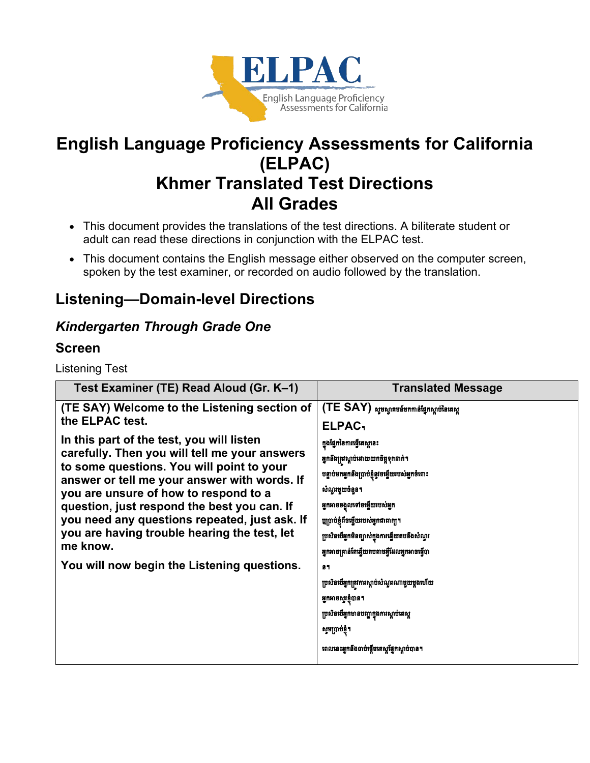# English Language Proficiency Assessments for California (ELPAC) Khmer Translated Test Directions All Grades

- This document provides the translations of the test directions. A biliterate student or adult can read these directions in conjunction with the ELPAC test.
- This document contains the English message either observed on the computer screen, spoken by the test examiner, or recorded on audio followed by the translation.

## Listening—Domain-level Directions

### *Kindergarten Through Grade One*

### Screen

Listening Test

| Test Examiner (TE) Read Aloud (Gr. K–1) | Translated Message |
|---|---|
| **(TE SAY) Welcome to the Listening section of the ELPAC test.**<br><br>**In this part of the test, you will listen carefully. Then you will tell me your answers to some questions. You will point to your answer or tell me your answer with words. If you are unsure of how to respond to a question, just respond the best you can. If you need any questions repeated, just ask. If you are having trouble hearing the test, let me know.**<br><br>**You will now begin the Listening questions.** | **(TE SAY)** សូមស្វាគមន៍មកកាន់ផ្នែកស្តាប់នៃតេស្ត **ELPAC។**<br><br>ក្នុងផ្នែកនៃការធ្វើតេស្តនេះ អ្នកនឹងត្រូវស្តាប់ដោយយកចិត្តទុកដាក់។ បន្ទាប់មកអ្នកនឹងប្រាប់ខ្ញុំនូវចម្លើយរបស់អ្នកចំពោះសំណួរមួយចំនួន។ អ្នកអាចចង្អុលទៅចម្លើយរបស់អ្នក ឬប្រាប់ខ្ញុំពីចម្លើយរបស់អ្នកជាពាក្យ។ ប្រសិនបើអ្នកមិនច្បាស់ក្នុងការឆ្លើយតបនឹងសំណួរ អ្នកអាចគ្រាន់តែឆ្លើយតបតាមអ្វីដែលអ្នកអាចធ្វើបាន។ ប្រសិនបើអ្នកត្រូវការស្តាប់សំណួរណាមួយម្តងហើយ អ្នកអាចសួរខ្ញុំបាន។ ប្រសិនបើអ្នកមានបញ្ហាក្នុងការស្តាប់តេស្ត សូមប្រាប់ខ្ញុំ។<br><br>ពេលនេះអ្នកនឹងចាប់ផ្តើមតេស្តផ្នែកស្តាប់បាន។ |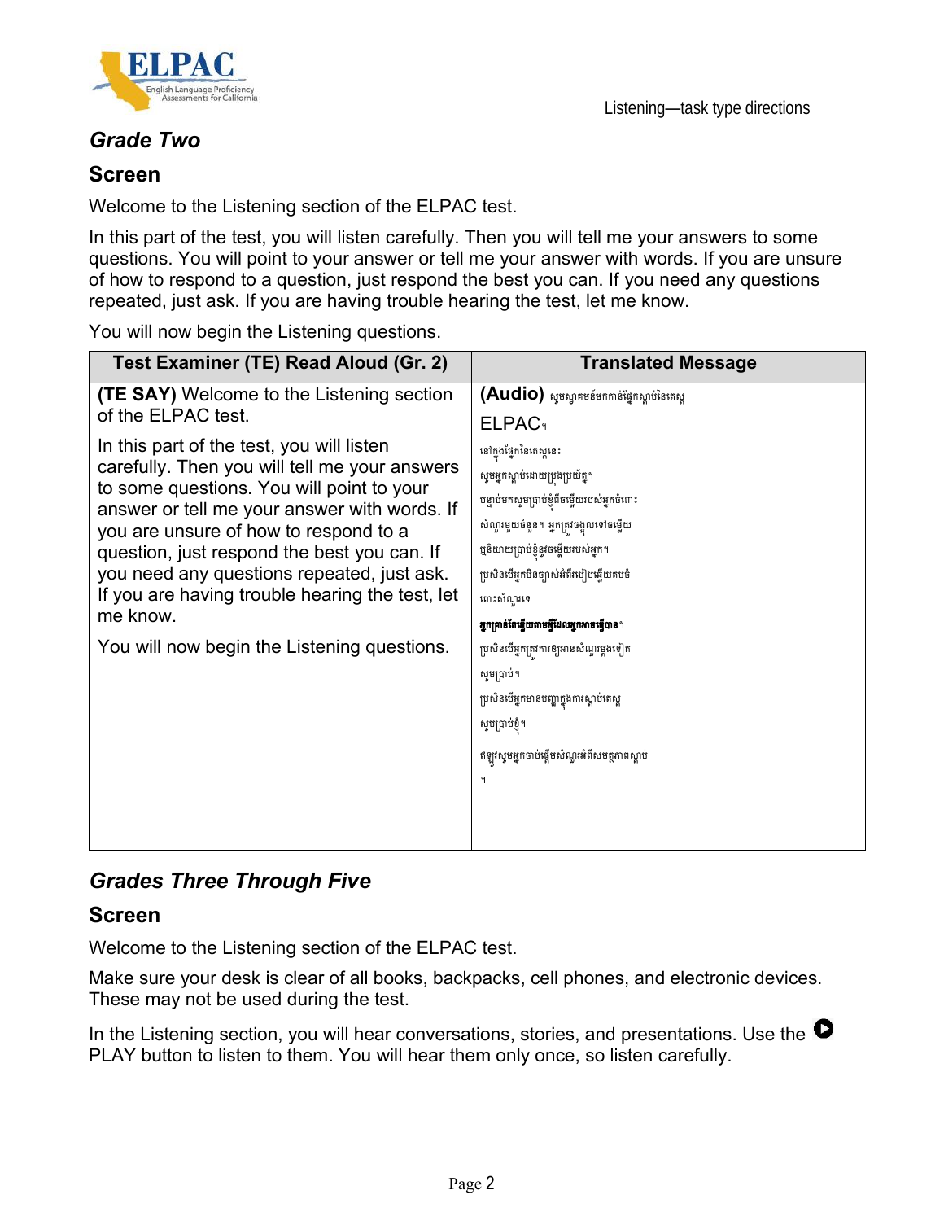## Grade Two

### Screen

Welcome to the Listening section of the ELPAC test.

In this part of the test, you will listen carefully. Then you will tell me your answers to some questions. You will point to your answer or tell me your answer with words. If you are unsure of how to respond to a question, just respond the best you can. If you need any questions repeated, just ask. If you are having trouble hearing the test, let me know.

You will now begin the Listening questions.

| Test Examiner (TE) Read Aloud (Gr. 2) | Translated Message |
|---|---|
| **(TE SAY)** Welcome to the Listening section of the ELPAC test.<br><br>In this part of the test, you will listen carefully. Then you will tell me your answers to some questions. You will point to your answer or tell me your answer with words. If you are unsure of how to respond to a question, just respond the best you can. If you need any questions repeated, just ask. If you are having trouble hearing the test, let me know.<br><br>You will now begin the Listening questions. | **(Audio)** សូមស្វាគមន៍មកកាន់ផ្នែកស្តាប់នៃតេស្ត ELPAC។<br><br>នៅក្នុងផ្នែកនៃតេស្តនេះ សូមអ្នកស្តាប់ដោយប្រុងប្រយ័ត្ន។ បន្ទាប់មកសូមប្រាប់ខ្ញុំពីចម្លើយរបស់អ្នកចំពោះសំណួរមួយចំនួន។ អ្នកត្រូវចង្អុលទៅចម្លើយ ឬនិយាយប្រាប់ខ្ញុំនូវចម្លើយរបស់អ្នក។ ប្រសិនបើអ្នកមិនច្បាស់អំពីរបៀបឆ្លើយតបចំពោះសំណួរទេ **អ្នកគ្រាន់តែឆ្លើយតាមអ្វីដែលអ្នកអាចធ្វើបាន។** ប្រសិនបើអ្នកត្រូវការឲ្យអានសំណួរម្តងទៀត សូមប្រាប់។ ប្រសិនបើអ្នកមានបញ្ហាក្នុងការស្តាប់តេស្ត សូមប្រាប់ខ្ញុំ។<br><br>ឥឡូវសូមអ្នកចាប់ផ្តើមសំណួរអំពីសមត្ថភាពស្តាប់ ។ |

## Grades Three Through Five

### Screen

Welcome to the Listening section of the ELPAC test.

Make sure your desk is clear of all books, backpacks, cell phones, and electronic devices. These may not be used during the test.

In the Listening section, you will hear conversations, stories, and presentations. Use the PLAY button to listen to them. You will hear them only once, so listen carefully.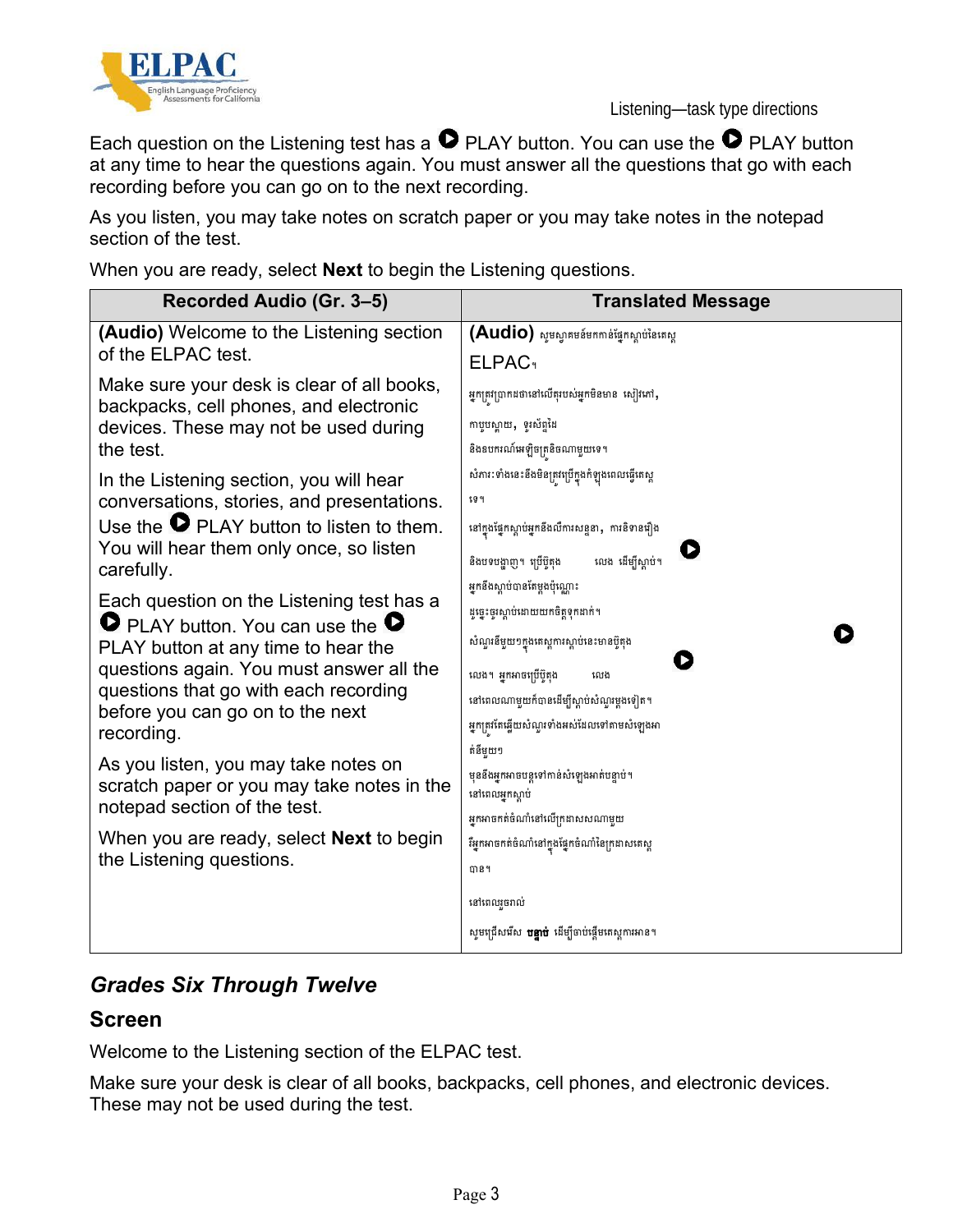Each question on the Listening test has a ▶ PLAY button. You can use the ▶ PLAY button at any time to hear the questions again. You must answer all the questions that go with each recording before you can go on to the next recording.

As you listen, you may take notes on scratch paper or you may take notes in the notepad section of the test.

When you are ready, select **Next** to begin the Listening questions.

| Recorded Audio (Gr. 3–5) | Translated Message |
|---|---|
| **(Audio)** Welcome to the Listening section of the ELPAC test.<br><br>Make sure your desk is clear of all books, backpacks, cell phones, and electronic devices. These may not be used during the test.<br><br>In the Listening section, you will hear conversations, stories, and presentations. Use the ▶ PLAY button to listen to them. You will hear them only once, so listen carefully.<br><br>Each question on the Listening test has a ▶ PLAY button. You can use the ▶ PLAY button at any time to hear the questions again. You must answer all the questions that go with each recording before you can go on to the next recording.<br><br>As you listen, you may take notes on scratch paper or you may take notes in the notepad section of the test.<br><br>When you are ready, select **Next** to begin the Listening questions. | **(Audio)** សូមស្វាគមន៍មកកាន់ផ្នែកស្តាប់នៃតេស្ត ELPAC។<br><br>អ្នកត្រូវប្រាកដថានៅលើតុរបស់អ្នកមិនមាន សៀវភៅ, កាបូបស្ពាយ, ទូរស័ព្ទដៃ និងឧបករណ៍អេឡិចត្រូនិចណាមួយទេ។ សំភារៈទាំងនេះនឹងមិនត្រូវប្រើក្នុងកំឡុងពេលធ្វើតេស្តទេ។<br><br>នៅក្នុងផ្នែកស្តាប់អ្នកនឹងលឺការសន្ទនា, ការនិទានរឿង និងបទបង្ហាញ។ ប្រើប៊ូតុង ▶ លេង ដើម្បីស្តាប់។ អ្នកនឹងស្តាប់បានតែម្តងប៉ុណ្ណោះ ដូច្នេះចូរស្តាប់ដោយយកចិត្តទុកដាក់។<br><br>សំណួរនីមួយៗក្នុងតេស្តការស្តាប់នេះមានប៊ូតុង ▶ លេង។ អ្នកអាចប្រើប៊ូតុង ▶ លេង នៅពេលណាមួយក៏បានដើម្បីស្តាប់សំណួរម្តងទៀត។ អ្នកត្រូវតែឆ្លើយសំណួរទាំងអស់ដែលទៅតាមសំឡេងអាត់នីមួយៗ មុននឹងអ្នកអាចបន្តទៅកាន់សំឡេងអាត់បន្ទាប់។<br><br>នៅពេលអ្នកស្តាប់ អ្នកអាចកត់ចំណាំនៅលើក្រដាសសណាមួយ រឺអ្នកអាចកត់ចំណាំនៅក្នុងផ្នែកចំណាំនៃក្រដាសតេស្តបាន។<br><br>នៅពេលរួចរាល់ សូមជ្រើសរើស **បន្ទាប់** ដើម្បីចាប់ផ្តើមតេស្តការអាន។ |

## *Grades Six Through Twelve*

### Screen

Welcome to the Listening section of the ELPAC test.

Make sure your desk is clear of all books, backpacks, cell phones, and electronic devices. These may not be used during the test.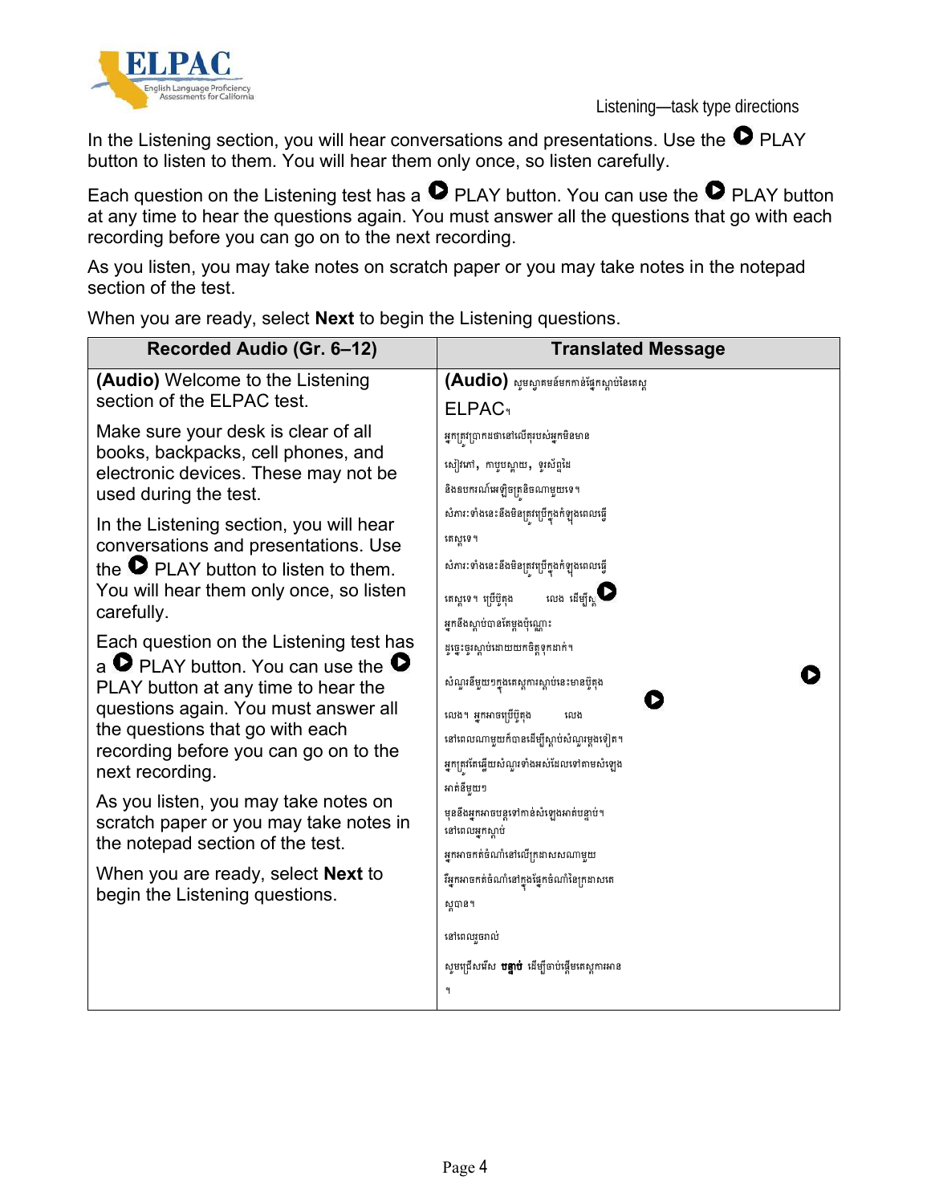In the Listening section, you will hear conversations and presentations. Use the ▶ PLAY button to listen to them. You will hear them only once, so listen carefully.

Each question on the Listening test has a ▶ PLAY button. You can use the ▶ PLAY button at any time to hear the questions again. You must answer all the questions that go with each recording before you can go on to the next recording.

As you listen, you may take notes on scratch paper or you may take notes in the notepad section of the test.

When you are ready, select **Next** to begin the Listening questions.

| Recorded Audio (Gr. 6–12) | Translated Message |
|---|---|
| **(Audio)** Welcome to the Listening section of the ELPAC test.<br><br>Make sure your desk is clear of all books, backpacks, cell phones, and electronic devices. These may not be used during the test.<br><br>In the Listening section, you will hear conversations and presentations. Use the ▶ PLAY button to listen to them. You will hear them only once, so listen carefully.<br><br>Each question on the Listening test has a ▶ PLAY button. You can use the ▶ PLAY button at any time to hear the questions again. You must answer all the questions that go with each recording before you can go on to the next recording.<br><br>As you listen, you may take notes on scratch paper or you may take notes in the notepad section of the test.<br><br>When you are ready, select **Next** to begin the Listening questions. | **(Audio)** សូមស្វាគមន៍មកកាន់ផ្នែកស្ដាប់នៃតេស្ត ELPAC។<br><br>អ្នកត្រូវប្រាកដថានៅលើតុរបស់អ្នកមិនមានសៀវភៅ, កាបូបស្ពាយ, ទូរស័ព្ទដៃ និងឧបករណ៍អេឡិចត្រូនិចណាមួយទេ។ សំភារៈទាំងនេះនឹងមិនត្រូវប្រើក្នុងកំឡុងពេលធ្វើតេស្តទេ។<br><br>សំភារៈទាំងនេះនឹងមិនត្រូវប្រើក្នុងកំឡុងពេលធ្វើតេស្តទេ។ ប្រើប៊ូតុង ▶ លេង ដើម្បីស្ដា អ្នកនឹងស្ដាប់បានតែម្ដងប៉ុណ្ណោះ ដូច្នេះចូរស្ដាប់ដោយយកចិត្តទុកដាក់។<br><br>សំណួរនីមួយៗក្នុងតេស្តការស្ដាប់នេះមានប៊ូតុង ▶ លេង។ អ្នកអាចប្រើប៊ូតុង ▶ លេង នៅពេលណាមួយក៏បានដើម្បីស្ដាប់សំណួរម្ដងទៀត។ អ្នកត្រូវតែឆ្លើយសំណួរទាំងអស់ដែលទៅតាមសំឡេងអាត់នីមួយៗ មុននឹងអ្នកអាចបន្តទៅកាន់សំឡេងអាត់បន្ទាប់។<br><br>នៅពេលអ្នកស្ដាប់ អ្នកអាចកត់ចំណាំនៅលើក្រដាសសលណាមួយ រឺអ្នកអាចកត់ចំណាំនៅក្នុងផ្នែកចំណាំនៃក្រដាសតេស្តបាន។<br><br>នៅពេលរួចរាល់ សូមជ្រើសរើស **បន្ទាប់** ដើម្បីចាប់ផ្ដើមតេស្តការអាន។ |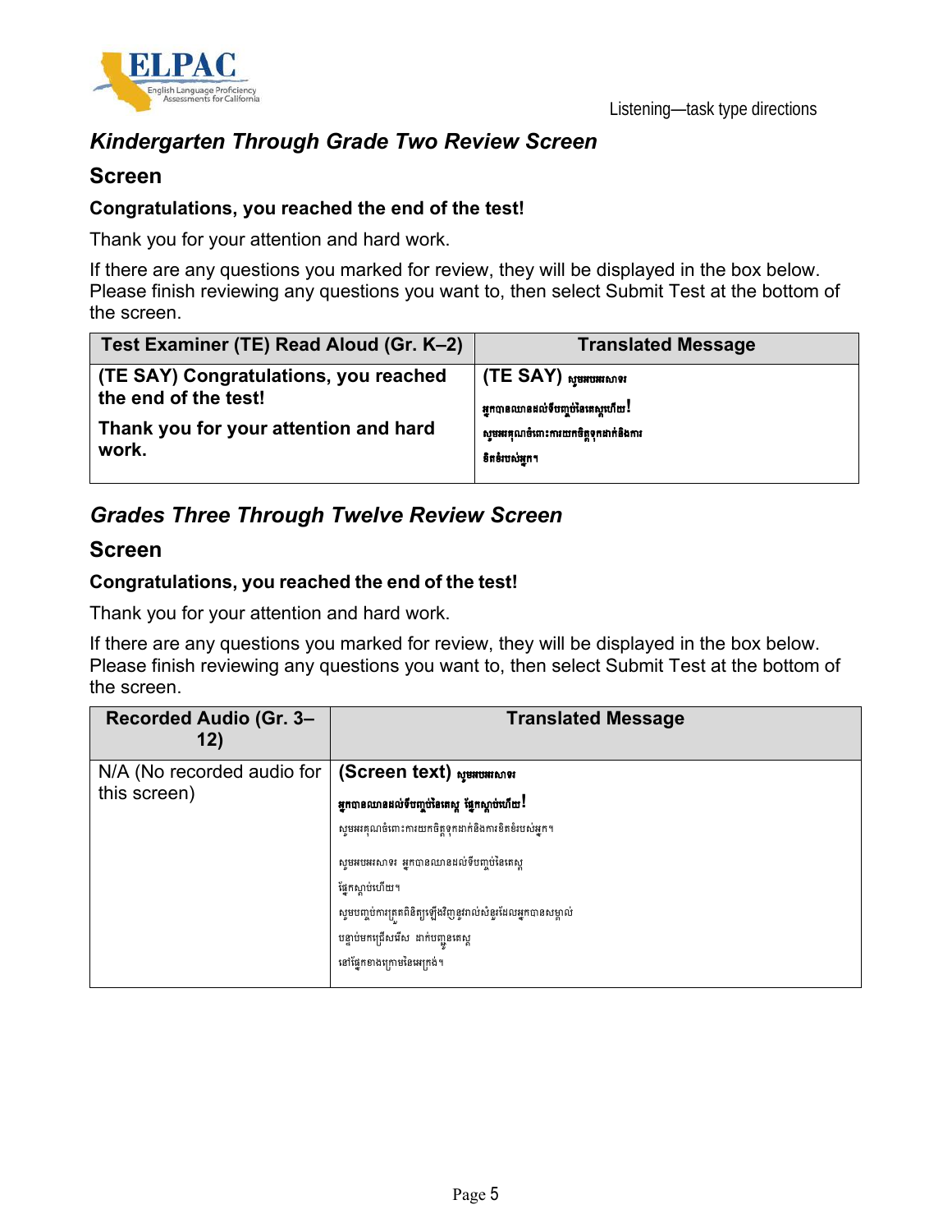## *Kindergarten Through Grade Two Review Screen*

### Screen

**Congratulations, you reached the end of the test!**

Thank you for your attention and hard work.

If there are any questions you marked for review, they will be displayed in the box below. Please finish reviewing any questions you want to, then select Submit Test at the bottom of the screen.

| Test Examiner (TE) Read Aloud (Gr. K–2) | Translated Message |
|---|---|
| **(TE SAY) Congratulations, you reached the end of the test!** <br> **Thank you for your attention and hard work.** | **(TE SAY) សូមអបអរសាទរ** <br> **អ្នកបានឈានដល់ទីបញ្ចប់នៃតេស្តហើយ!** <br> **សូមអរគុណចំពោះការយកចិត្តទុកដាក់និងការខិតខំរបស់អ្នក។** |

## *Grades Three Through Twelve Review Screen*

### Screen

**Congratulations, you reached the end of the test!**

Thank you for your attention and hard work.

If there are any questions you marked for review, they will be displayed in the box below. Please finish reviewing any questions you want to, then select Submit Test at the bottom of the screen.

| Recorded Audio (Gr. 3–12) | Translated Message |
|---|---|
| N/A (No recorded audio for this screen) | **(Screen text) សូមអបអរសាទរ** <br> **អ្នកបានឈានដល់ទីបញ្ចប់នៃតេស្ត ផ្នែកស្តាប់ហើយ!** <br> សូមអរគុណចំពោះការយកចិត្តទុកដាក់និងការខិតខំរបស់អ្នក។ <br> សូមអបអរសាទរ អ្នកបានឈានដល់ទីបញ្ចប់នៃតេស្តផ្នែកស្តាប់ហើយ។ <br> សូមបញ្ចប់ការត្រួតពិនិត្យឡើងវិញនូវរាល់សំនួរដែលអ្នកបានសម្គាល់ បន្ទាប់មកជ្រើសរើស ដាក់បញ្ជូនតេស្ត នៅផ្នែកខាងក្រោមនៃអេក្រង់។ |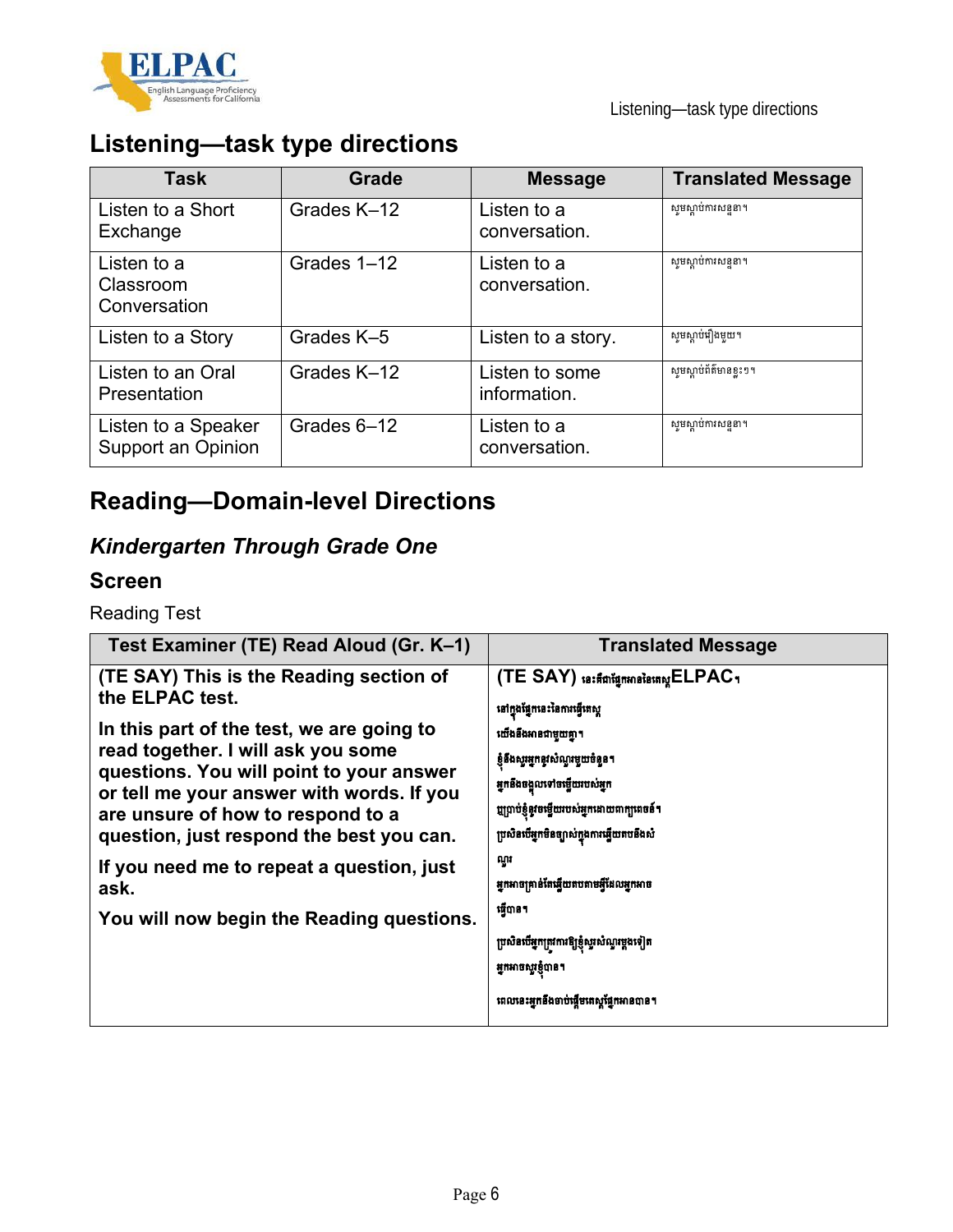## Listening—task type directions

| Task | Grade | Message | Translated Message |
|---|---|---|---|
| Listen to a Short Exchange | Grades K–12 | Listen to a conversation. | សូមស្តាប់ការសន្ទនា។ |
| Listen to a Classroom Conversation | Grades 1–12 | Listen to a conversation. | សូមស្តាប់ការសន្ទនា។ |
| Listen to a Story | Grades K–5 | Listen to a story. | សូមស្តាប់រឿងមួយ។ |
| Listen to an Oral Presentation | Grades K–12 | Listen to some information. | សូមស្តាប់ព័ត៌មានខ្លះៗ។ |
| Listen to a Speaker Support an Opinion | Grades 6–12 | Listen to a conversation. | សូមស្តាប់ការសន្ទនា។ |

## Reading—Domain-level Directions

### *Kindergarten Through Grade One*

### Screen

Reading Test

| Test Examiner (TE) Read Aloud (Gr. K–1) | Translated Message |
|---|---|
| **(TE SAY) This is the Reading section of the ELPAC test.** **In this part of the test, we are going to read together. I will ask you some questions. You will point to your answer or tell me your answer with words. If you are unsure of how to respond to a question, just respond the best you can.** **If you need me to repeat a question, just ask.** **You will now begin the Reading questions.** | **(TE SAY)** នេះគឺជាផ្នែកអាននៃតេស្ត **ELPAC**។ នៅក្នុងផ្នែកនេះនៃការធ្វើតេស្ត យើងនឹងអានជាមួយគ្នា។ ខ្ញុំនឹងសួរអ្នកនូវសំណួរមួយចំនួន។ អ្នកនឹងចង្អុលទៅចម្លើយរបស់អ្នក ឬប្រាប់ខ្ញុំនូវចម្លើយរបស់អ្នកដោយពាក្យពេចន៍។ ប្រសិនបើអ្នកមិនច្បាស់ក្នុងការឆ្លើយតបនឹងសំណួរ អ្នកអាចគ្រាន់តែឆ្លើយតបតាមអ្វីដែលអ្នកអាចធ្វើបាន។ ប្រសិនបើអ្នកត្រូវការឱ្យខ្ញុំសួរសំណួរម្តងទៀត អ្នកអាចសួរខ្ញុំបាន។ ពេលនេះអ្នកនឹងចាប់ផ្តើមតេស្តផ្នែកអានបាន។ |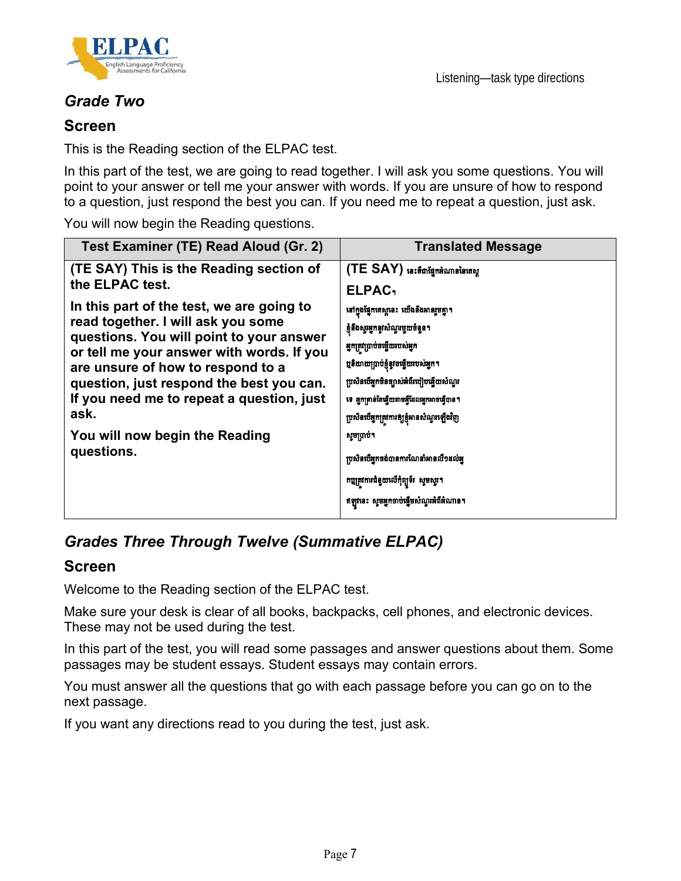## *Grade Two*

### Screen

This is the Reading section of the ELPAC test.

In this part of the test, we are going to read together. I will ask you some questions. You will point to your answer or tell me your answer with words. If you are unsure of how to respond to a question, just respond the best you can. If you need me to repeat a question, just ask.

You will now begin the Reading questions.

| Test Examiner (TE) Read Aloud (Gr. 2) | Translated Message |
|---|---|
| **(TE SAY) This is the Reading section of the ELPAC test.**<br><br>**In this part of the test, we are going to read together. I will ask you some questions. You will point to your answer or tell me your answer with words. If you are unsure of how to respond to a question, just respond the best you can. If you need me to repeat a question, just ask.**<br><br>**You will now begin the Reading questions.** | **(TE SAY)** នេះគឺជាផ្នែកអំណាននៃតេស្ត **ELPAC។**<br><br>នៅក្នុងផ្នែកតេស្តនេះ យើងនឹងអានរួមគ្នា។<br>ខ្ញុំនឹងសួរអ្នកនូវសំណួរមួយចំនួន។<br>អ្នកត្រូវប្រាប់ចម្លើយរបស់អ្នក<br>ឬនិយាយប្រាប់ខ្ញុំនូវចម្លើយរបស់អ្នក។<br>ប្រសិនបើអ្នកមិនច្បាស់អំពីរបៀបឆ្លើយសំណួរ<br>ទេ អ្នកគ្រាន់តែឆ្លើយតាមអ្វីដែលអ្នកអាចធ្វើបាន។<br>ប្រសិនបើអ្នកត្រូវការឱ្យខ្ញុំអានសំណួរឡើងវិញ<br>សូមប្រាប់។<br><br>ប្រសិនបើអ្នកចង់បានការណែនាំអានលឺៗដល់អ្នក<br>ឬត្រូវការជំនួយលើកុំព្យូទ័រ សូមសួរ។<br><br>ឥឡូវនេះ សូមអ្នកចាប់ផ្តើមសំណួរអំពីអំណាន។ |

## *Grades Three Through Twelve (Summative ELPAC)*

### Screen

Welcome to the Reading section of the ELPAC test.

Make sure your desk is clear of all books, backpacks, cell phones, and electronic devices. These may not be used during the test.

In this part of the test, you will read some passages and answer questions about them. Some passages may be student essays. Student essays may contain errors.

You must answer all the questions that go with each passage before you can go on to the next passage.

If you want any directions read to you during the test, just ask.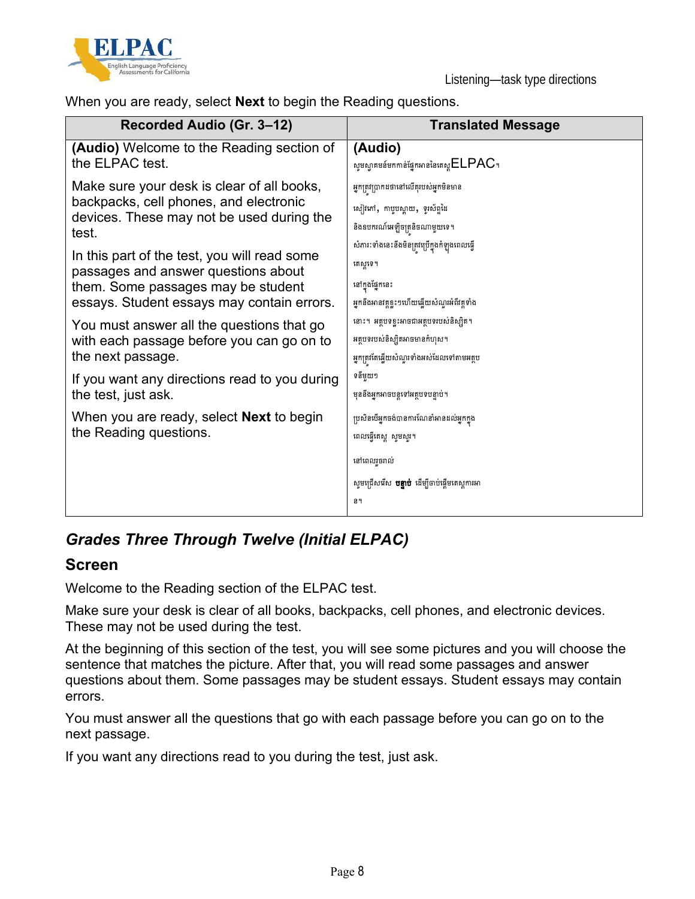When you are ready, select **Next** to begin the Reading questions.

| Recorded Audio (Gr. 3–12) | Translated Message |
|---|---|
| **(Audio)** Welcome to the Reading section of the ELPAC test.<br><br>Make sure your desk is clear of all books, backpacks, cell phones, and electronic devices. These may not be used during the test.<br><br>In this part of the test, you will read some passages and answer questions about them. Some passages may be student essays. Student essays may contain errors.<br><br>You must answer all the questions that go with each passage before you can go on to the next passage.<br><br>If you want any directions read to you during the test, just ask.<br><br>When you are ready, select **Next** to begin the Reading questions. | **(Audio)**<br>សូមស្វាគមន៍មកកាន់ផ្នែកអាននៃតេស្តELPAC។<br>អ្នកត្រូវប្រាកដថានៅលើតុរបស់អ្នកមិនមានសៀវភៅ, កាបូបស្ពាយ, ទូរស័ព្ទដៃ និងឧបករណ៍អេឡិចត្រូនិចណាមួយទេ។ សំភារៈទាំងនេះនឹងមិនត្រូវប្រើក្នុងកំឡុងពេលធ្វើតេស្តទេ។<br>នៅក្នុងផ្នែកនេះ អ្នកនឹងអានវគ្គខ្លះៗហើយឆ្លើយសំណួរអំពីវគ្គទាំងនោះ។ អត្ថបទខ្លះអាចជាអត្ថបទរបស់សិស្ស។ អត្ថបទរបស់សិស្សអាចមានកំហុស។<br>អ្នកត្រូវតែឆ្លើយសំណួរទាំងអស់ដែលទៅតាមអត្ថបទនីមួយៗ មុននឹងអ្នកអាចបន្តទៅអត្ថបទបន្ទាប់។<br>ប្រសិនបើអ្នកចង់បានការណែនាំអានដល់អ្នកក្នុងពេលធ្វើតេស្ត សូមសួរ។<br>នៅពេលរួចរាល់ សូមជ្រើសរើស **បន្ទាប់** ដើម្បីចាប់ផ្តើមតេស្តការអាន។ |

## *Grades Three Through Twelve (Initial ELPAC)*

### Screen

Welcome to the Reading section of the ELPAC test.

Make sure your desk is clear of all books, backpacks, cell phones, and electronic devices. These may not be used during the test.

At the beginning of this section of the test, you will see some pictures and you will choose the sentence that matches the picture. After that, you will read some passages and answer questions about them. Some passages may be student essays. Student essays may contain errors.

You must answer all the questions that go with each passage before you can go on to the next passage.

If you want any directions read to you during the test, just ask.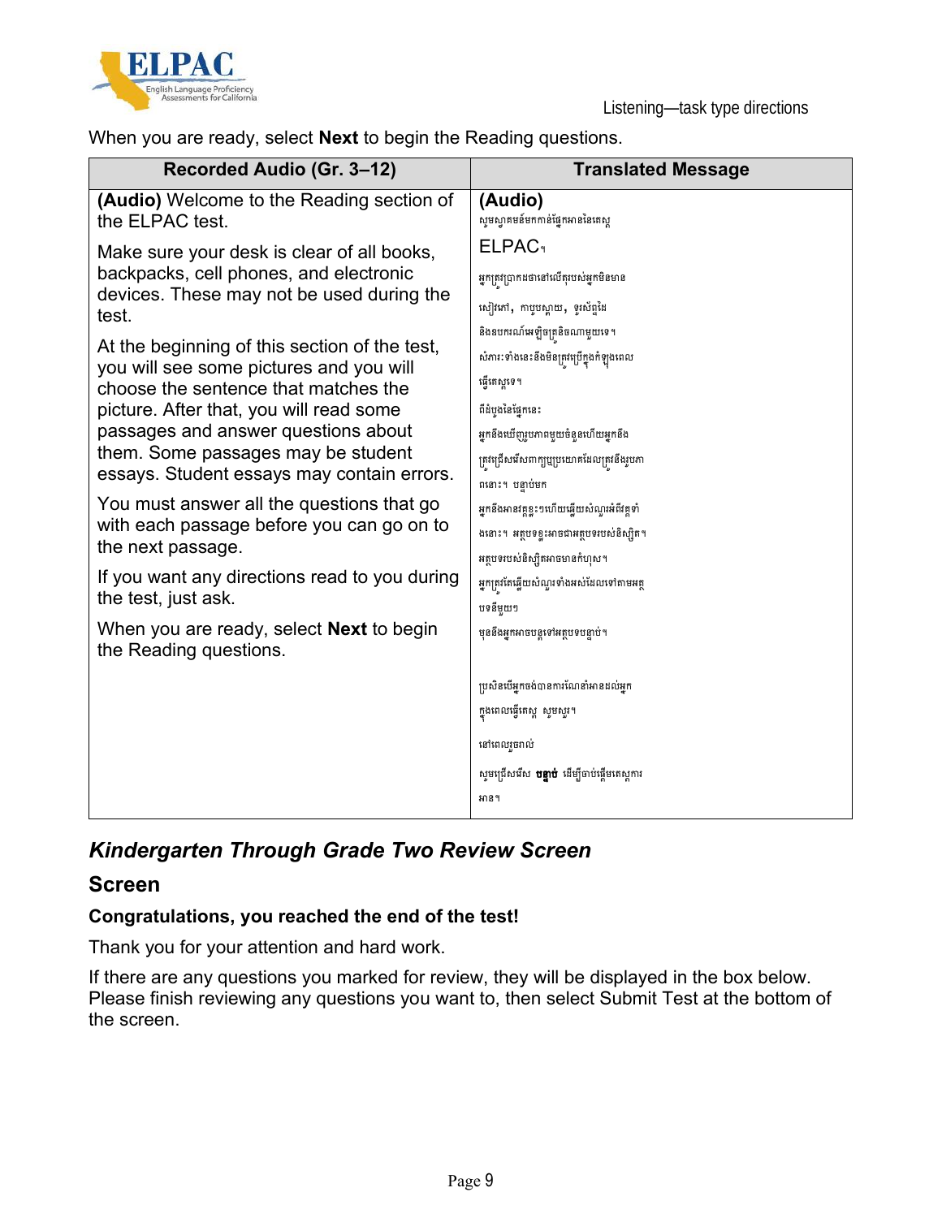When you are ready, select **Next** to begin the Reading questions.

| Recorded Audio (Gr. 3–12) | Translated Message |
|---|---|
| **(Audio)** Welcome to the Reading section of the ELPAC test.<br><br>Make sure your desk is clear of all books, backpacks, cell phones, and electronic devices. These may not be used during the test.<br><br>At the beginning of this section of the test, you will see some pictures and you will choose the sentence that matches the picture. After that, you will read some passages and answer questions about them. Some passages may be student essays. Student essays may contain errors.<br><br>You must answer all the questions that go with each passage before you can go on to the next passage.<br><br>If you want any directions read to you during the test, just ask.<br><br>When you are ready, select **Next** to begin the Reading questions. | **(Audio)**<br>សូមស្វាគមន៍មកកាន់ផ្នែកអាននៃតេស្ត ELPAC។<br><br>អ្នកត្រូវប្រាកដថានៅលើតុរបស់អ្នកមិនមានសៀវភៅ, កាបូបស្ពាយ, ទូរស័ព្ទដៃ និងឧបករណ៍អេឡិចត្រូនិចណាមួយទេ។ សំភារៈទាំងនេះនឹងមិនត្រូវប្រើក្នុងកំឡុងពេលធ្វើតេស្តទេ។<br><br>ពីដំបូងនៃផ្នែកនេះ អ្នកនឹងឃើញរូបភាពមួយចំនួនហើយអ្នកនឹងត្រូវជ្រើសរើសពាក្យប្រយោគដែលត្រូវនឹងរូបភាពនោះ។ បន្ទាប់មក អ្នកនឹងអានវគ្គខ្លះៗហើយឆ្លើយសំណួរអំពីវគ្គទាំងនោះ។ អត្ថបទខ្លះអាចជាអត្ថបទរបស់សិស្ស។ អត្ថបទរបស់សិស្សអាចមានកំហុស។<br><br>អ្នកត្រូវតែឆ្លើយសំណួរទាំងអស់ដែលទៅតាមអត្ថបទនីមួយៗ មុននឹងអ្នកអាចបន្តទៅអត្ថបទបន្ទាប់។<br><br>ប្រសិនបើអ្នកចង់បានការណែនាំអានដល់អ្នកក្នុងពេលធ្វើតេស្ត សូមសួរ។<br><br>នៅពេលរួចរាល់<br>សូមជ្រើសរើស **បន្ទាប់** ដើម្បីចាប់ផ្ដើមតេស្តការអាន។ |

## *Kindergarten Through Grade Two Review Screen*

### Screen

**Congratulations, you reached the end of the test!**

Thank you for your attention and hard work.

If there are any questions you marked for review, they will be displayed in the box below. Please finish reviewing any questions you want to, then select Submit Test at the bottom of the screen.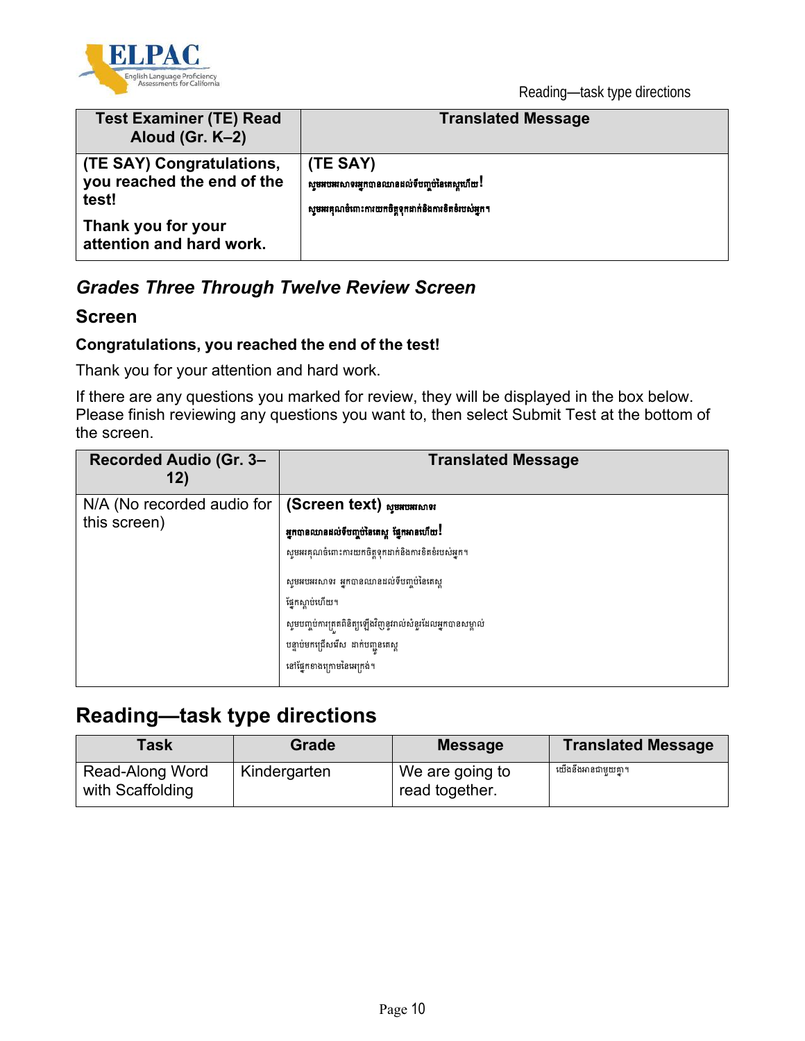| Test Examiner (TE) Read Aloud (Gr. K–2) | Translated Message |
|---|---|
| **(TE SAY) Congratulations, you reached the end of the test!** **Thank you for your attention and hard work.** | **(TE SAY)** **សូមអបអរសាទរអ្នកបានឈានដល់ទីបញ្ចប់នៃតេស្តហើយ!** **សូមអរគុណចំពោះការយកចិត្តទុកដាក់និងការខិតខំរបស់អ្នក។** |

## *Grades Three Through Twelve Review Screen*

### Screen

**Congratulations, you reached the end of the test!**

Thank you for your attention and hard work.

If there are any questions you marked for review, they will be displayed in the box below. Please finish reviewing any questions you want to, then select Submit Test at the bottom of the screen.

| Recorded Audio (Gr. 3–12) | Translated Message |
|---|---|
| N/A (No recorded audio for this screen) | **(Screen text) សូមអបអរសាទរ** **អ្នកបានឈានដល់ទីបញ្ចប់នៃតេស្ត ផ្នែកអានហើយ!** សូមអរគុណចំពោះការយកចិត្តទុកដាក់និងការខិតខំរបស់អ្នក។ សូមអបអរសាទរ អ្នកបានឈានដល់ទីបញ្ចប់នៃតេស្ត ផ្នែកស្តាប់ហើយ។ សូមបញ្ចប់ការត្រួតពិនិត្យឡើងវិញនូវរាល់សំនួរដែលអ្នកបានសម្គាល់ បន្ទាប់មកជ្រើសរើស ដាក់បញ្ជូនតេស្ត នៅផ្នែកខាងក្រោមនៃអេក្រង់។ |

## Reading—task type directions

| Task | Grade | Message | Translated Message |
|---|---|---|---|
| Read-Along Word with Scaffolding | Kindergarten | We are going to read together. | យើងនឹងអានជាមួយគ្នា។ |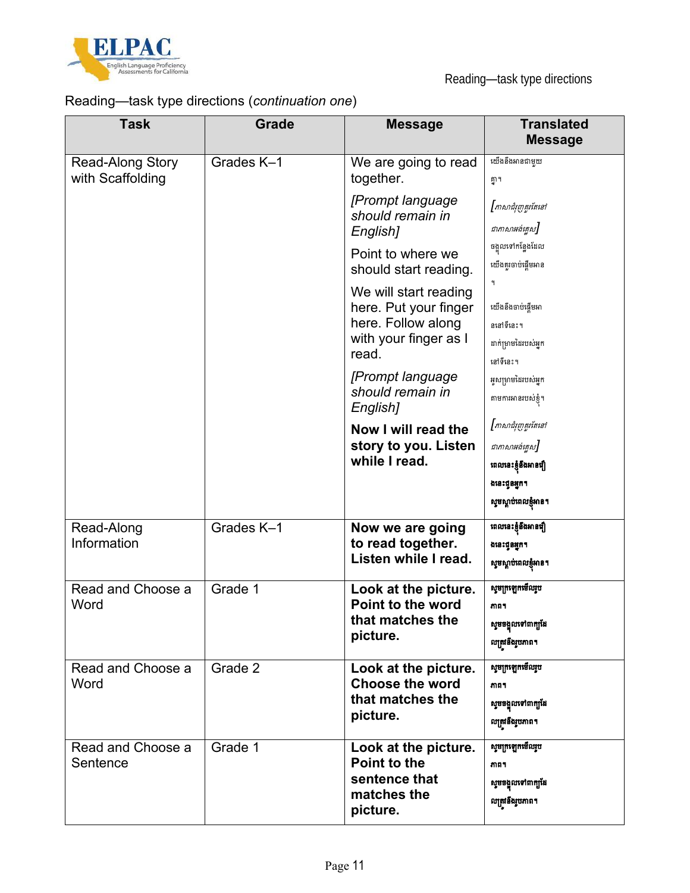Reading—task type directions (*continuation one*)

| Task | Grade | Message | Translated Message |
|---|---|---|---|
| Read-Along Story with Scaffolding | Grades K–1 | We are going to read together. *[Prompt language should remain in English]* Point to where we should start reading. We will start reading here. Put your finger here. Follow along with your finger as I read. *[Prompt language should remain in English]* **Now I will read the story to you. Listen while I read.** | យើងនឹងអានជាមួយគ្នា។ *[ភាសាជំរុញគួរតែនៅជាភាសាអង់គ្លេស]* ចង្អុលទៅកន្លែងដែលយើងគួរចាប់ផ្តើមអាន។ យើងនឹងចាប់ផ្តើមអាននៅទីនេះ។ ដាក់ម្រាមដៃរបស់អ្នកនៅទីនេះ។ អូសម្រាមដៃរបស់អ្នកតាមការអានរបស់ខ្ញុំ។ *[ភាសាជំរុញគួរតែនៅជាភាសាអង់គ្លេស]* **ពេលនេះខ្ញុំនឹងអានរឿងនេះជូនអ្នក។ សូមស្តាប់ពេលខ្ញុំអាន។** |
| Read-Along Information | Grades K–1 | **Now we are going to read together. Listen while I read.** | **ពេលនេះខ្ញុំនឹងអានរឿងនេះជូនអ្នក។ សូមស្តាប់ពេលខ្ញុំអាន។** |
| Read and Choose a Word | Grade 1 | **Look at the picture. Point to the word that matches the picture.** | **សូមក្រឡេកមើលរូបភាព។ សូមចង្អុលទៅពាក្យដែលត្រូវនឹងរូបភាព។** |
| Read and Choose a Word | Grade 2 | **Look at the picture. Choose the word that matches the picture.** | **សូមក្រឡេកមើលរូបភាព។ សូមចង្អុលទៅពាក្យដែលត្រូវនឹងរូបភាព។** |
| Read and Choose a Sentence | Grade 1 | **Look at the picture. Point to the sentence that matches the picture.** | **សូមក្រឡេកមើលរូបភាព។ សូមចង្អុលទៅពាក្យដែលត្រូវនឹងរូបភាព។** |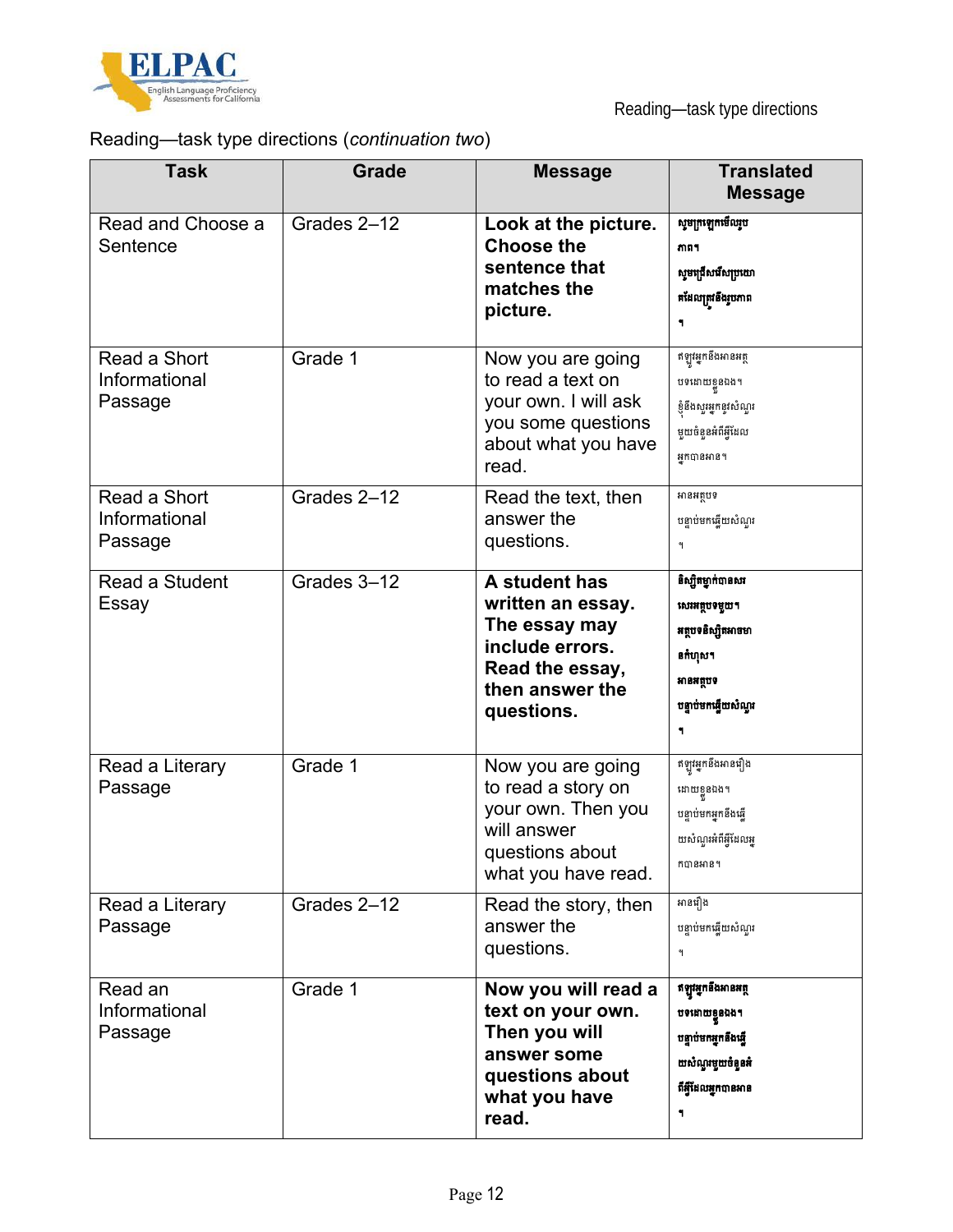Reading—task type directions (*continuation two*)

| Task | Grade | Message | Translated Message |
|---|---|---|---|
| Read and Choose a Sentence | Grades 2–12 | **Look at the picture. Choose the sentence that matches the picture.** | **សូមក្រឡេកមើលរូបភាព។ សូមជ្រើសរើសប្រយោគដែលត្រូវនឹងរូបភាព។** |
| Read a Short Informational Passage | Grade 1 | Now you are going to read a text on your own. I will ask you some questions about what you have read. | ឥឡូវអ្នកនឹងអានអត្ថបទដោយខ្លួនឯង។ ខ្ញុំនឹងសួរអ្នកនូវសំណួរមួយចំនួនអំពីអ្វីដែលអ្នកបានអាន។ |
| Read a Short Informational Passage | Grades 2–12 | Read the text, then answer the questions. | អានអត្ថបទ បន្ទាប់មកឆ្លើយសំណួរ។ |
| Read a Student Essay | Grades 3–12 | **A student has written an essay. The essay may include errors. Read the essay, then answer the questions.** | **សិស្សម្នាក់បានសរសេរអត្ថបទមួយ។ អត្ថបទនិស្សិតអាចមានកំហុស។ អានអត្ថបទ បន្ទាប់មកឆ្លើយសំណួរ។** |
| Read a Literary Passage | Grade 1 | Now you are going to read a story on your own. Then you will answer questions about what you have read. | ឥឡូវអ្នកនឹងអានរឿងដោយខ្លួនឯង។ បន្ទាប់មកអ្នកនឹងឆ្លើយសំណួរអំពីអ្វីដែលអ្នកបានអាន។ |
| Read a Literary Passage | Grades 2–12 | Read the story, then answer the questions. | អានរឿង បន្ទាប់មកឆ្លើយសំណួរ។ |
| Read an Informational Passage | Grade 1 | **Now you will read a text on your own. Then you will answer some questions about what you have read.** | **ឥឡូវអ្នកនឹងអានអត្ថបទដោយខ្លួនឯង។ បន្ទាប់មកអ្នកនឹងឆ្លើយសំណួរមួយចំនួនអំពីអ្វីដែលអ្នកបានអាន។** |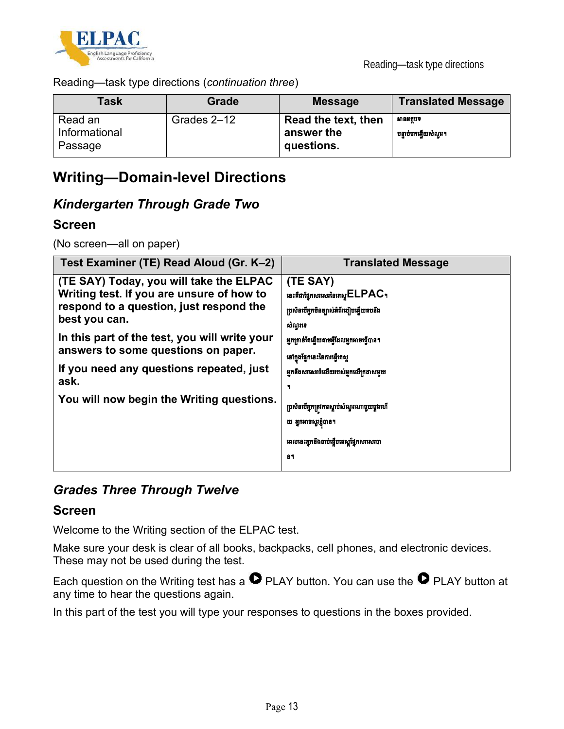Reading—task type directions (*continuation three*)

| Task | Grade | Message | Translated Message |
|---|---|---|---|
| Read an Informational Passage | Grades 2–12 | **Read the text, then answer the questions.** | អានអត្ថបទ បន្ទាប់មកឆ្លើយសំណួរ។ |

## Writing—Domain-level Directions

### *Kindergarten Through Grade Two*

#### Screen

(No screen—all on paper)

| Test Examiner (TE) Read Aloud (Gr. K–2) | Translated Message |
|---|---|
| **(TE SAY) Today, you will take the ELPAC Writing test. If you are unsure of how to respond to a question, just respond the best you can.**<br><br>**In this part of the test, you will write your answers to some questions on paper.**<br><br>**If you need any questions repeated, just ask.**<br><br>**You will now begin the Writing questions.** | **(TE SAY)**<br>នេះគឺជាផ្នែកសរសេរនៃតេស្ត **ELPAC**។<br>ប្រសិនបើអ្នកមិនច្បាស់អំពីរបៀបឆ្លើយតបនឹងសំណួរទេ<br>អ្នកគ្រាន់តែឆ្លើយតាមអ្វីដែលអ្នកអាចធ្វើបាន។<br>នៅក្នុងផ្នែកនេះនៃការធ្វើតេស្ត<br>អ្នកនឹងសរសេរចម្លើយរបស់អ្នកលើក្រដាសមួយ។<br>ប្រសិនបើអ្នកត្រូវការស្តាប់សំណួរណាមួយម្តងទៀត អ្នកអាចសួរខ្ញុំបាន។<br>ពេលនេះអ្នកនឹងចាប់ផ្តើមតេស្តផ្នែកសរសេរបាន។ |

### *Grades Three Through Twelve*

#### Screen

Welcome to the Writing section of the ELPAC test.

Make sure your desk is clear of all books, backpacks, cell phones, and electronic devices. These may not be used during the test.

Each question on the Writing test has a ▶ PLAY button. You can use the ▶ PLAY button at any time to hear the questions again.

In this part of the test you will type your responses to questions in the boxes provided.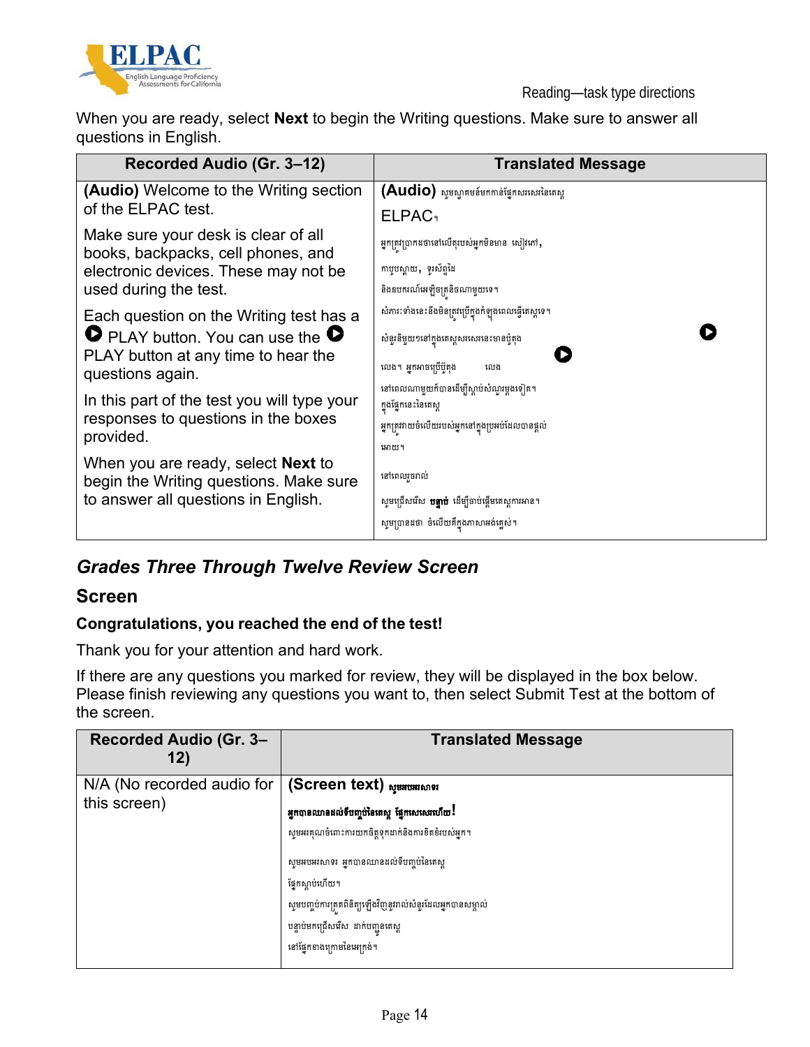When you are ready, select **Next** to begin the Writing questions. Make sure to answer all questions in English.

| Recorded Audio (Gr. 3–12) | Translated Message |
|---|---|
| **(Audio)** Welcome to the Writing section of the ELPAC test. Make sure your desk is clear of all books, backpacks, cell phones, and electronic devices. These may not be used during the test. Each question on the Writing test has a ⏵ PLAY button. You can use the ⏵ PLAY button at any time to hear the questions again. In this part of the test you will type your responses to questions in the boxes provided. When you are ready, select **Next** to begin the Writing questions. Make sure to answer all questions in English. | **(Audio)** សូមស្វាគមន៍មកកាន់ផ្នែកសរសេរនៃតេស្ត ELPAC។ អ្នកត្រូវប្រាកដថានៅលើតុរបស់អ្នកមិនមាន សៀវភៅ, កាបូបស្ពាយ, ទូរស័ព្ទដៃ និងឧបករណ៍អេឡិចត្រូនិចណាមួយទេ។ សំភារៈទាំងនេះនឹងមិនត្រូវប្រើក្នុងកំឡុងពេលធ្វើតេស្តទេ។ សំនួរនីមួយៗនៅក្នុងតេស្តសរសេរនេះមានប៊ូតុង ⏵ លេង។ អ្នកអាចប្រើប៊ូតុង ⏵ លេង នៅពេលណាមួយក៏បានដើម្បីស្តាប់សំណួរម្តងទៀត។ ក្នុងផ្នែកនេះនៃតេស្ត អ្នកត្រូវវាយចំលើយរបស់អ្នកនៅក្នុងប្រអប់ដែលបានផ្តល់ឲយ។ នៅពេលរួចរាល់ សូមជ្រើសរើស **បន្ទាប់** ដើម្បីចាប់ផ្តើមតេស្តការអាន។ សូមប្រាកដថា ចំលើយគឺក្នុងភាសាអង់គ្លេស់។ |

## *Grades Three Through Twelve Review Screen*

### Screen

**Congratulations, you reached the end of the test!**

Thank you for your attention and hard work.

If there are any questions you marked for review, they will be displayed in the box below. Please finish reviewing any questions you want to, then select Submit Test at the bottom of the screen.

| Recorded Audio (Gr. 3–12) | Translated Message |
|---|---|
| N/A (No recorded audio for this screen) | **(Screen text)** **សូមអបអរសាទរ** **អ្នកបានឈានដល់ទីបញ្ចប់នៃតេស្ត ផ្នែកសរសេរហើយ!** សូមអរគុណចំពោះការយកចិត្តទុកដាក់និងការខិតខំរបស់អ្នក។ សូមអបអរសាទរ អ្នកបានឈានដល់ទីបញ្ចប់នៃតេស្ត ផ្នែកស្តាប់ហើយ។ សូមបញ្ចប់ការត្រួតពិនិត្យឡើងវិញនូវរាល់សំនួរដែលអ្នកបានសម្គាល់ បន្ទាប់មកជ្រើសរើស ដាក់បញ្ជូនតេស្ត នៅផ្នែកខាងក្រោមនៃអេក្រង់។ |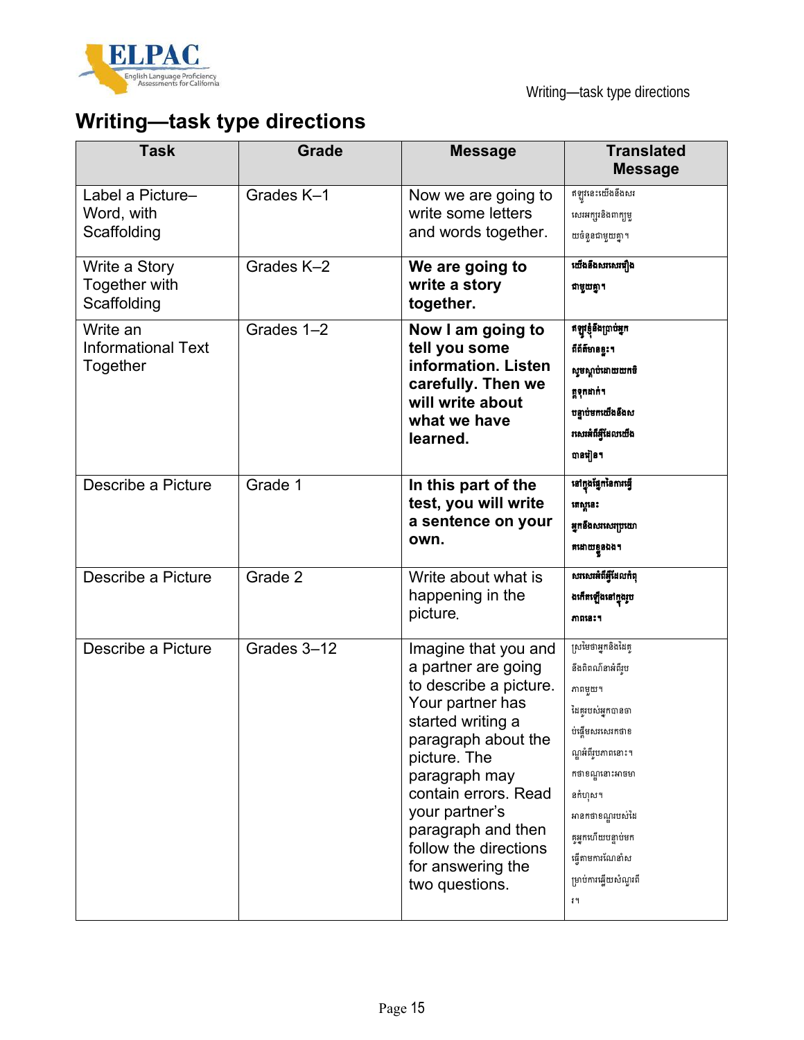# Writing—task type directions

| Task | Grade | Message | Translated Message |
|---|---|---|---|
| Label a Picture–Word, with Scaffolding | Grades K–1 | Now we are going to write some letters and words together. | ឥឡូវនេះយើងនឹងសរសេរអក្សរនិងពាក្យមួយចំនួនជាមួយគ្នា។ |
| Write a Story Together with Scaffolding | Grades K–2 | **We are going to write a story together.** | **យើងនឹងសរសេររឿងជាមួយគ្នា។** |
| Write an Informational Text Together | Grades 1–2 | **Now I am going to tell you some information. Listen carefully. Then we will write about what we have learned.** | **ឥឡូវខ្ញុំនឹងប្រាប់អ្នកពីព័ត៌មានខ្លះ។ សូមស្តាប់ដោយយកចិត្តទុកដាក់។ បន្ទាប់មកយើងនឹងសរសេរអំពីអ្វីដែលយើងបានរៀន។** |
| Describe a Picture | Grade 1 | **In this part of the test, you will write a sentence on your own.** | **នៅក្នុងផ្នែកនៃការធ្វើតេស្តនេះ អ្នកនឹងសរសេរប្រយោគដោយខ្លួនឯង។** |
| Describe a Picture | Grade 2 | Write about what is happening in the picture. | **សរសេរអំពីអ្វីដែលកំពុងកើតឡើងនៅក្នុងរូបភាពនេះ។** |
| Describe a Picture | Grades 3–12 | Imagine that you and a partner are going to describe a picture. Your partner has started writing a paragraph about the picture. The paragraph may contain errors. Read your partner's paragraph and then follow the directions for answering the two questions. | ស្រមៃថាអ្នកនិងដៃគូនឹងពិពណ៌នាអំពីរូបភាពមួយ។ ដៃគូរបស់អ្នកបានចាប់ផ្តើមសរសេរកថាខណ្ឌអំពីរូបភាពនោះ។ កថាខណ្ឌនោះអាចមានកំហុស។ អានកថាខណ្ឌរបស់ដៃគូអ្នកហើយបន្ទាប់មកធ្វើតាមការណែនាំសម្រាប់ការឆ្លើយសំណួរពីរ។ |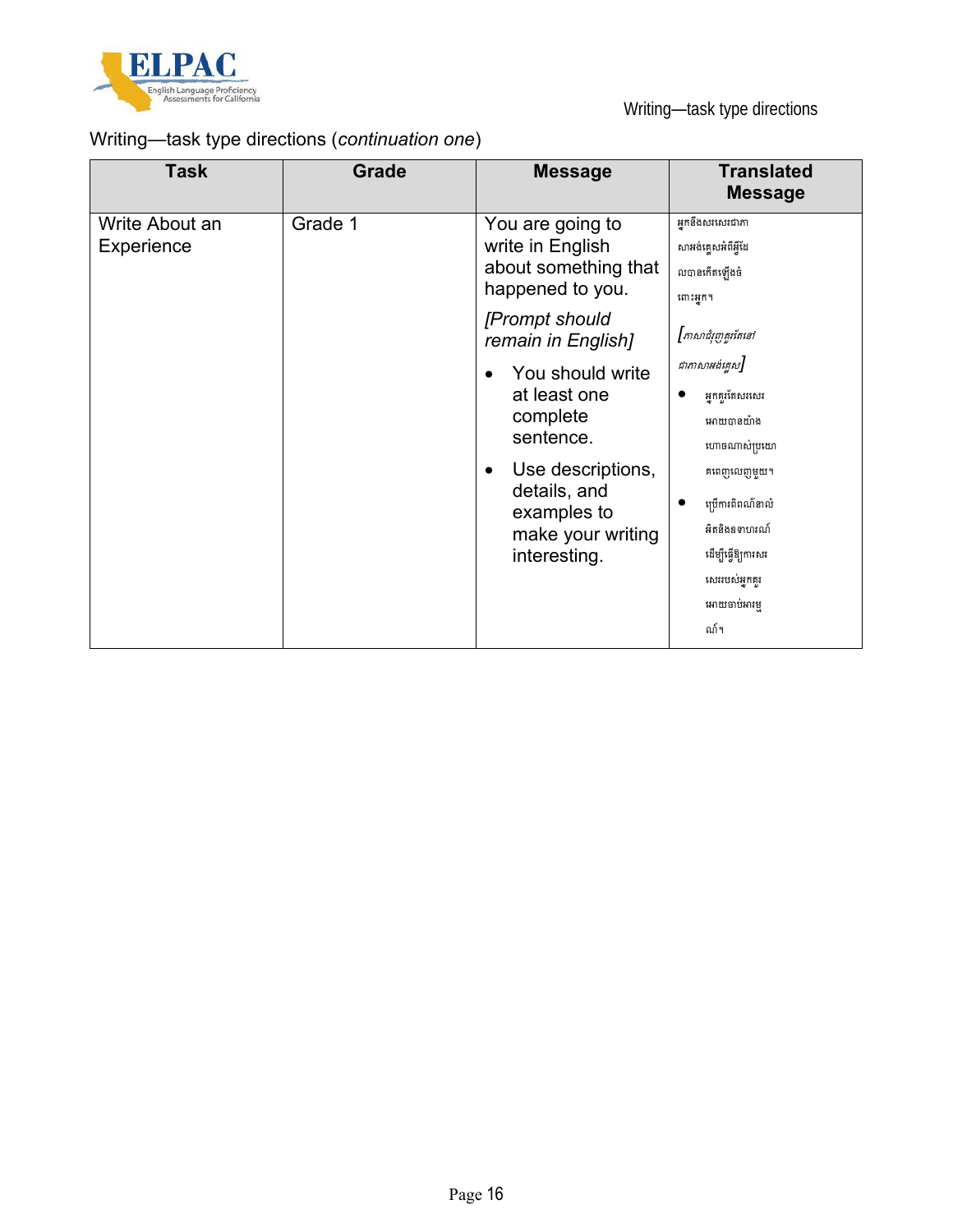Writing—task type directions (*continuation one*)

| Task | Grade | Message | Translated Message |
|---|---|---|---|
| Write About an Experience | Grade 1 | You are going to write in English about something that happened to you.<br><br>*[Prompt should remain in English]*<br><br>• You should write at least one complete sentence.<br><br>• Use descriptions, details, and examples to make your writing interesting. | អ្នកនឹងសរសេរជាភាសាអង់គ្លេសអំពីអ្វីដែលបានកើតឡើងចំពោះអ្នក។<br><br>*[ភាសាជំរុញគួរតែនៅជាភាសាអង់គ្លេស]*<br><br>• អ្នកគួរតែសរសេរអោយបានយ៉ាងហោចណាស់ប្រយោគពេញលេញមួយ។<br><br>• ប្រើការពិពណ៌នាលំអិតនិងឧទាហរណ៍ដើម្បីធ្វើឱ្យការសរសេររបស់អ្នកគួរអោយចាប់អារម្មណ៍។ |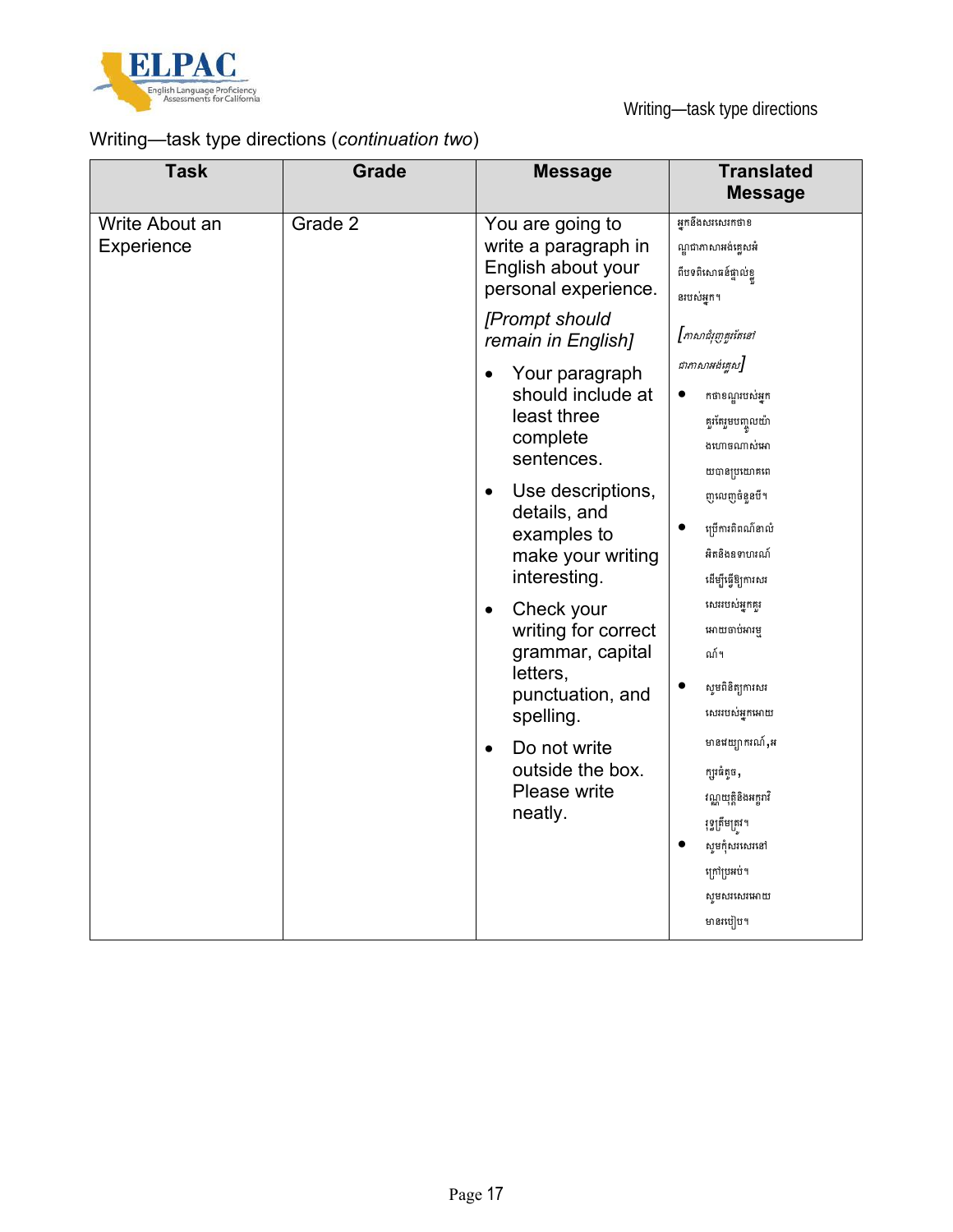Writing—task type directions (*continuation two*)

| Task | Grade | Message | Translated Message |
|---|---|---|---|
| Write About an Experience | Grade 2 | You are going to write a paragraph in English about your personal experience.<br>*[Prompt should remain in English]*<br>• Your paragraph should include at least three complete sentences.<br>• Use descriptions, details, and examples to make your writing interesting.<br>• Check your writing for correct grammar, capital letters, punctuation, and spelling.<br>• Do not write outside the box. Please write neatly. | អ្នកនឹងសរសេរកថាខណ្ឌជាភាសាអង់គ្លេសអំពីបទពិសោធន៍ផ្ទាល់ខ្លួនរបស់អ្នក។<br>*[ភាសាជំរុញគួរតែនៅជាភាសាអង់គ្លេស]*<br>• កថាខណ្ឌរបស់អ្នកគួរតែរួមបញ្ចូលយ៉ាងហោចណាស់អោយបានប្រយោគពេញលេញចំនួនបី។<br>• ប្រើការពិពណ៌នាលំអិតនិងឧទាហរណ៍ដើម្បីធ្វើឱ្យការសរសេររបស់អ្នកគួរអោយចាប់អារម្មណ៍។<br>• សូមពិនិត្យការសរសេររបស់អ្នកអោយមានវេយ្យាករណ៍,អក្សរធំតូច, វណ្ណយុត្តិនិងអក្ខរាវិរុទ្ធត្រឹមត្រូវ។<br>• សូមកុំសរសេរនៅក្រៅប្រអប់។ សូមសរសេរអោយមានរបៀប។ |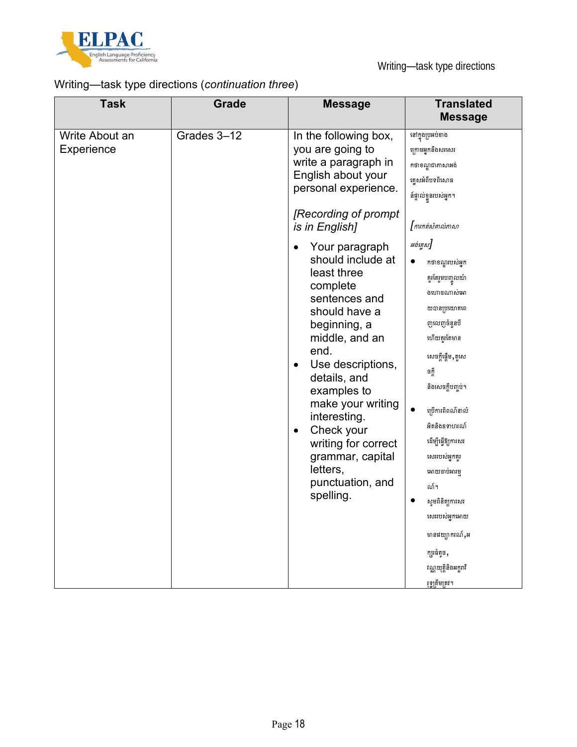Writing—task type directions (*continuation three*)

| Task | Grade | Message | Translated Message |
|---|---|---|---|
| Write About an Experience | Grades 3–12 | In the following box, you are going to write a paragraph in English about your personal experience.<br><br>*[Recording of prompt is in English]*<br><br>• Your paragraph should include at least three complete sentences and should have a beginning, a middle, and an end.<br>• Use descriptions, details, and examples to make your writing interesting.<br>• Check your writing for correct grammar, capital letters, punctuation, and spelling. | នៅក្នុងប្រអប់ខាងក្រោមអ្នកនឹងសរសេរកថាខណ្ឌជាភាសាអង់គ្លេសអំពីបទពិសោធន៍ផ្ទាល់ខ្លួនរបស់អ្នក។<br><br>*[ការកត់សំគាល់ភាសាអង់គ្លេស]*<br><br>• កថាខណ្ឌរបស់អ្នកគួរតែរួមបញ្ចូលយ៉ាងហោចណាស់អោយបានប្រយោគពេញលេញចំនួនបី ហើយគួរតែមានសេចក្តីផ្តើម, តួសេចក្តី និងសេចក្តីបញ្ចប់។<br>• ប្រើការពិពណ៌នាលំអិតនិងឧទាហរណ៍ដើម្បីធ្វើឱ្យការសរសេររបស់អ្នកគួរអោយចាប់អារម្មណ៍។<br>• សូមពិនិត្យការសរសេររបស់អ្នកអោយមានវេយ្យាករណ៍, អក្សរធំតូច, វណ្ណយុត្តិនិងអក្ខរាវិរុទ្ធត្រឹមត្រូវ។ |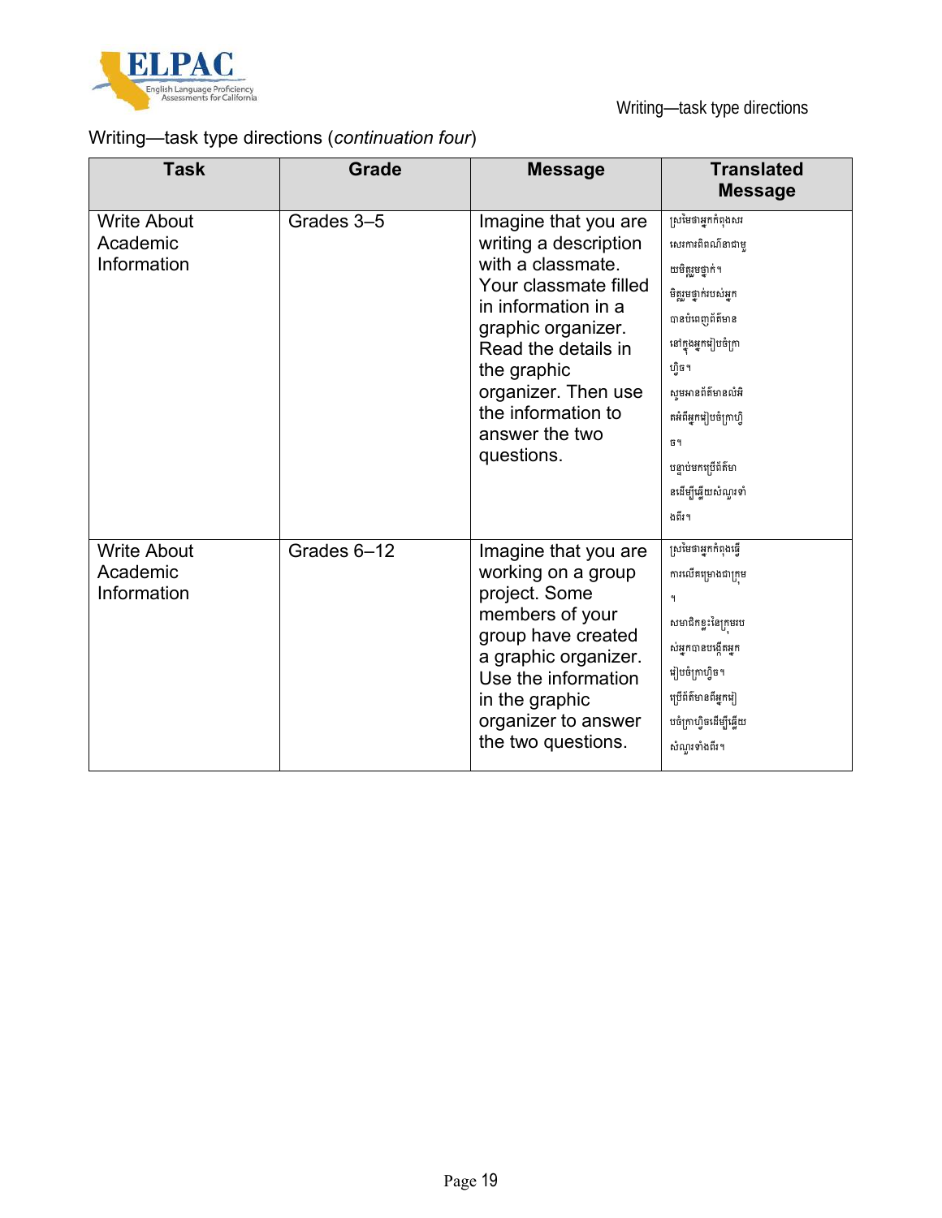Writing—task type directions (*continuation four*)

| Task | Grade | Message | Translated Message |
| --- | --- | --- | --- |
| Write About Academic Information | Grades 3–5 | Imagine that you are writing a description with a classmate. Your classmate filled in information in a graphic organizer. Read the details in the graphic organizer. Then use the information to answer the two questions. | ស្រមៃថាអ្នកកំពុងសរសេរការពិពណ៌នាជាមួយមិត្តរួមថ្នាក់។ មិត្តរួមថ្នាក់របស់អ្នកបានបំពេញព័ត៌មាននៅក្នុងអ្នករៀបចំក្រាហ្វិច។ សូមអានព័ត៌មានលំអិតអំពីអ្នករៀបចំក្រាហ្វិច។ បន្ទាប់មកប្រើព័ត៌មានដើម្បីឆ្លើយសំណួរទាំងពីរ។ |
| Write About Academic Information | Grades 6–12 | Imagine that you are working on a group project. Some members of your group have created a graphic organizer. Use the information in the graphic organizer to answer the two questions. | ស្រមៃថាអ្នកកំពុងធ្វើការលើគម្រោងជាក្រុម។ សមាជិកខ្លះនៃក្រុមរបស់អ្នកបានបង្កើតអ្នករៀបចំក្រាហ្វិច។ ប្រើព័ត៌មានពីអ្នករៀបចំក្រាហ្វិចដើម្បីឆ្លើយសំណួរទាំងពីរ។ |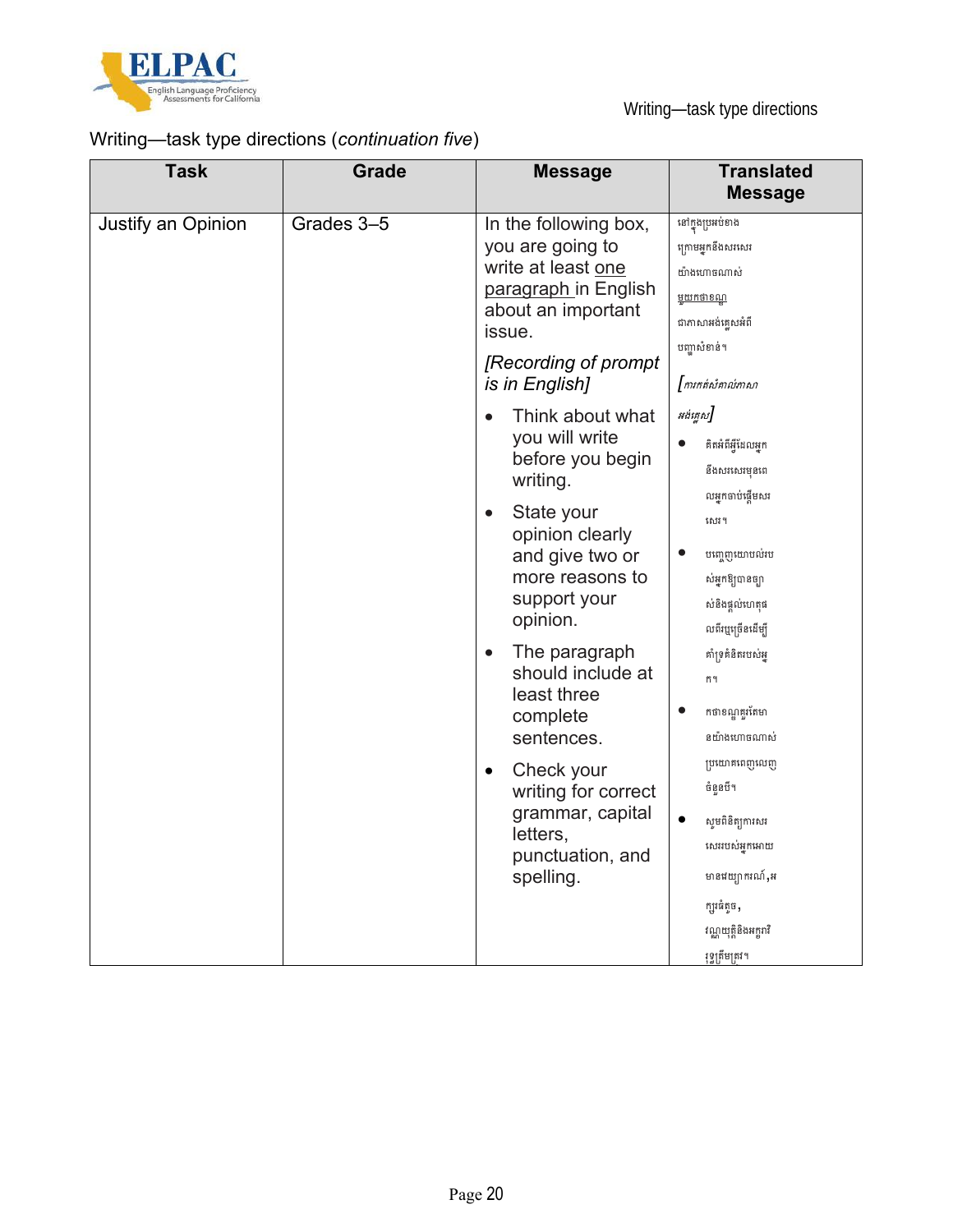Writing—task type directions (*continuation five*)

| Task | Grade | Message | Translated Message |
|---|---|---|---|
| Justify an Opinion | Grades 3–5 | In the following box, you are going to write at least <u>one paragraph</u> in English about an important issue. *[Recording of prompt is in English]* • Think about what you will write before you begin writing. • State your opinion clearly and give two or more reasons to support your opinion. • The paragraph should include at least three complete sentences. • Check your writing for correct grammar, capital letters, punctuation, and spelling. | នៅក្នុងប្រអប់ខាងក្រោមអ្នកនឹងសរសេរយ៉ាងហោចណាស់<u>មួយកថាខណ្ឌ</u>ជាភាសាអង់គ្លេសអំពីបញ្ហាសំខាន់។ *[ការកត់សំគាល់ភាសាអង់គ្លេស]* • គិតអំពីអ្វីដែលអ្នកនឹងសរសេរមុនពេលអ្នកចាប់ផ្តើមសរសេរ។ • បញ្ចេញយោបល់របស់អ្នកឱ្យបានច្បាស់និងផ្តល់ហេតុផលពីរឬច្រើនដើម្បីគាំទ្រគំនិតរបស់អ្នក។ • កថាខណ្ឌគួរតែមានយ៉ាងហោចណាស់ប្រយោគពេញលេញចំនួនបី។ • សូមពិនិត្យការសរសេររបស់អ្នកអោយមានវេយ្យាករណ៍,អក្សរធំតូច, វណ្ណយុត្តិនិងអក្ខរាវិរុទ្ធត្រឹមត្រូវ។ |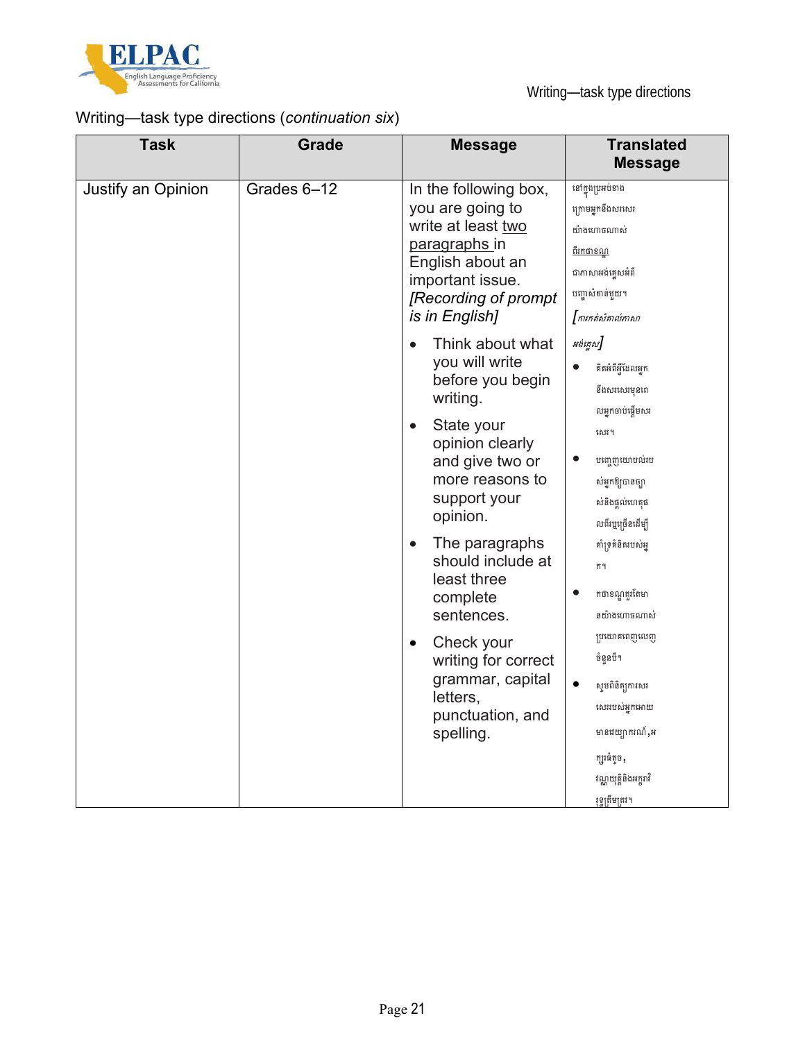Writing—task type directions (*continuation six*)

| Task | Grade | Message | Translated Message |
|---|---|---|---|
| Justify an Opinion | Grades 6–12 | In the following box, you are going to write at least <u>two paragraphs</u> in English about an important issue. *[Recording of prompt is in English]* <br> • Think about what you will write before you begin writing. <br> • State your opinion clearly and give two or more reasons to support your opinion. <br> • The paragraphs should include at least three complete sentences. <br> • Check your writing for correct grammar, capital letters, punctuation, and spelling. | នៅក្នុងប្រអប់ខាងក្រោមអ្នកនឹងសរសេរយ៉ាងហោចណាស់ <u>ពីរកថាខណ្ឌ</u> ជាភាសាអង់គ្លេសអំពីបញ្ហាសំខាន់មួយ។ *[ការកត់សំគាល់ភាសាអង់គ្លេស]* <br> • គិតអំពីអ្វីដែលអ្នកនឹងសរសេរមុនពេលអ្នកចាប់ផ្តើមសរសេរ។ <br> • បញ្ចេញយោបល់របស់អ្នកឱ្យបានច្បាស់និងផ្តល់ហេតុផលពីរឬច្រើនដើម្បីគាំទ្រគំនិតរបស់អ្នក។ <br> • កថាខណ្ឌគួរតែមានយ៉ាងហោចណាស់ប្រយោគពេញលេញចំនួនបី។ <br> • សូមពិនិត្យការសរសេររបស់អ្នកអោយមានវេយ្យាករណ៍,អក្សរធំតូច, វណ្ណយុត្តិនិងអក្ខរាវិរុទ្ធត្រឹមត្រូវ។ |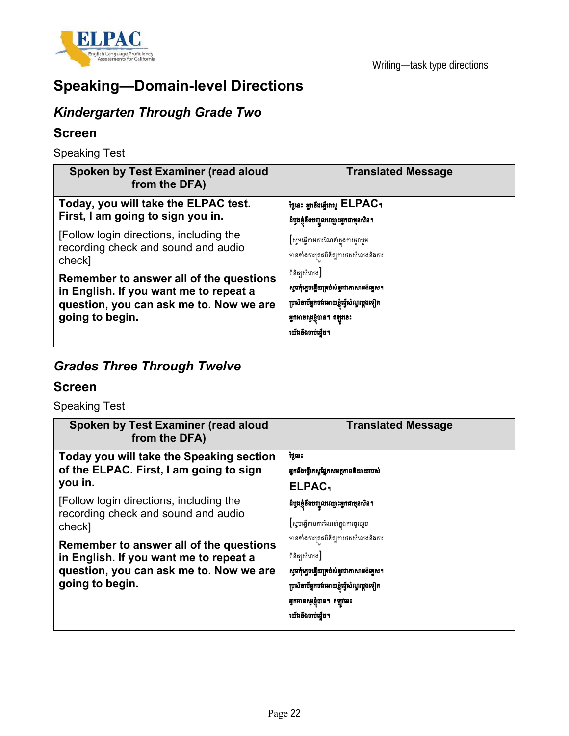# Speaking—Domain-level Directions

## *Kindergarten Through Grade Two*

### Screen

Speaking Test

| Spoken by Test Examiner (read aloud from the DFA) | Translated Message |
|---|---|
| **Today, you will take the ELPAC test. First, I am going to sign you in.** <br><br> [Follow login directions, including the recording check and sound and audio check] <br><br> **Remember to answer all of the questions in English. If you want me to repeat a question, you can ask me to. Now we are going to begin.** | **ថ្ងៃនេះ អ្នកនឹងធ្វើតេស្ត ELPAC។ ដំបូងខ្ញុំនឹងបញ្ចូលឈ្មោះអ្នកជាមុនសិន។** <br><br> [សូមធ្វើតាមការណែនាំក្នុងការចូលរួម មានទាំងការត្រួតពិនិត្យការថតសំលេងនិងការពិនិត្យសំលេង] <br><br> **សូមកុំភ្លេចឆ្លើយគ្រប់សំនួរជាភាសាអង់គ្លេស។ ប្រសិនបើអ្នកចង់អោយខ្ញុំធ្វើសំណួរម្តងទៀត អ្នកអាចសួរខ្ញុំបាន។ ឥឡូវនេះ យើងនឹងចាប់ផ្តើម។** |

## *Grades Three Through Twelve*

### Screen

Speaking Test

| Spoken by Test Examiner (read aloud from the DFA) | Translated Message |
|---|---|
| **Today you will take the Speaking section of the ELPAC. First, I am going to sign you in.** <br><br> [Follow login directions, including the recording check and sound and audio check] <br><br> **Remember to answer all of the questions in English. If you want me to repeat a question, you can ask me to. Now we are going to begin.** | **ថ្ងៃនេះ អ្នកនឹងធ្វើតេស្តផ្នែកសមត្ថភាពនិយាយរបស់ ELPAC។ ដំបូងខ្ញុំនឹងបញ្ចូលឈ្មោះអ្នកជាមុនសិន។** <br><br> [សូមធ្វើតាមការណែនាំក្នុងការចូលរួម មានទាំងការត្រួតពិនិត្យការថតសំលេងនិងការពិនិត្យសំលេង] <br><br> **សូមកុំភ្លេចឆ្លើយគ្រប់សំនួរជាភាសាអង់គ្លេស។ ប្រសិនបើអ្នកចង់អោយខ្ញុំធ្វើសំណួរម្តងទៀត អ្នកអាចសួរខ្ញុំបាន។ ឥឡូវនេះ យើងនឹងចាប់ផ្តើម។** |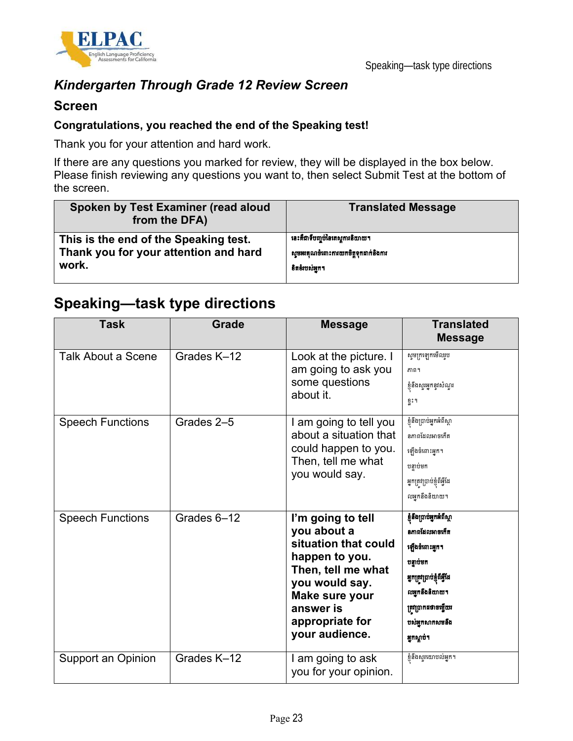### *Kindergarten Through Grade 12 Review Screen*

### Screen

**Congratulations, you reached the end of the Speaking test!**

Thank you for your attention and hard work.

If there are any questions you marked for review, they will be displayed in the box below. Please finish reviewing any questions you want to, then select Submit Test at the bottom of the screen.

| Spoken by Test Examiner (read aloud from the DFA) | Translated Message |
|---|---|
| **This is the end of the Speaking test. Thank you for your attention and hard work.** | **នេះគឺជាទីបញ្ចប់នៃតេស្តការនិយាយ។ សូមអរគុណចំពោះការយកចិត្តទុកដាក់និងការខិតខំរបស់អ្នក។** |

## Speaking—task type directions

| Task | Grade | Message | Translated Message |
|---|---|---|---|
| Talk About a Scene | Grades K–12 | Look at the picture. I am going to ask you some questions about it. | សូមក្រឡេកមើលរូបភាព។ ខ្ញុំនឹងសួរអ្នកនូវសំណួរខ្លះ។ |
| Speech Functions | Grades 2–5 | I am going to tell you about a situation that could happen to you. Then, tell me what you would say. | ខ្ញុំនឹងប្រាប់អ្នកអំពីស្ថានភាពដែលអាចកើតឡើងចំពោះអ្នក។ បន្ទាប់មក អ្នកត្រូវប្រាប់ខ្ញុំពីអ្វីដែលអ្នកនឹងនិយាយ។ |
| Speech Functions | Grades 6–12 | **I'm going to tell you about a situation that could happen to you. Then, tell me what you would say. Make sure your answer is appropriate for your audience.** | **ខ្ញុំនឹងប្រាប់អ្នកអំពីស្ថានភាពដែលអាចកើតឡើងចំពោះអ្នក។ បន្ទាប់មក អ្នកត្រូវប្រាប់ខ្ញុំពីអ្វីដែលអ្នកនឹងនិយាយ។ ត្រូវប្រាកដថាចម្លើយរបស់អ្នកសមរម្យសមនឹងអ្នកស្តាប់។** |
| Support an Opinion | Grades K–12 | I am going to ask you for your opinion. | ខ្ញុំនឹងសួរយោបល់អ្នក។ |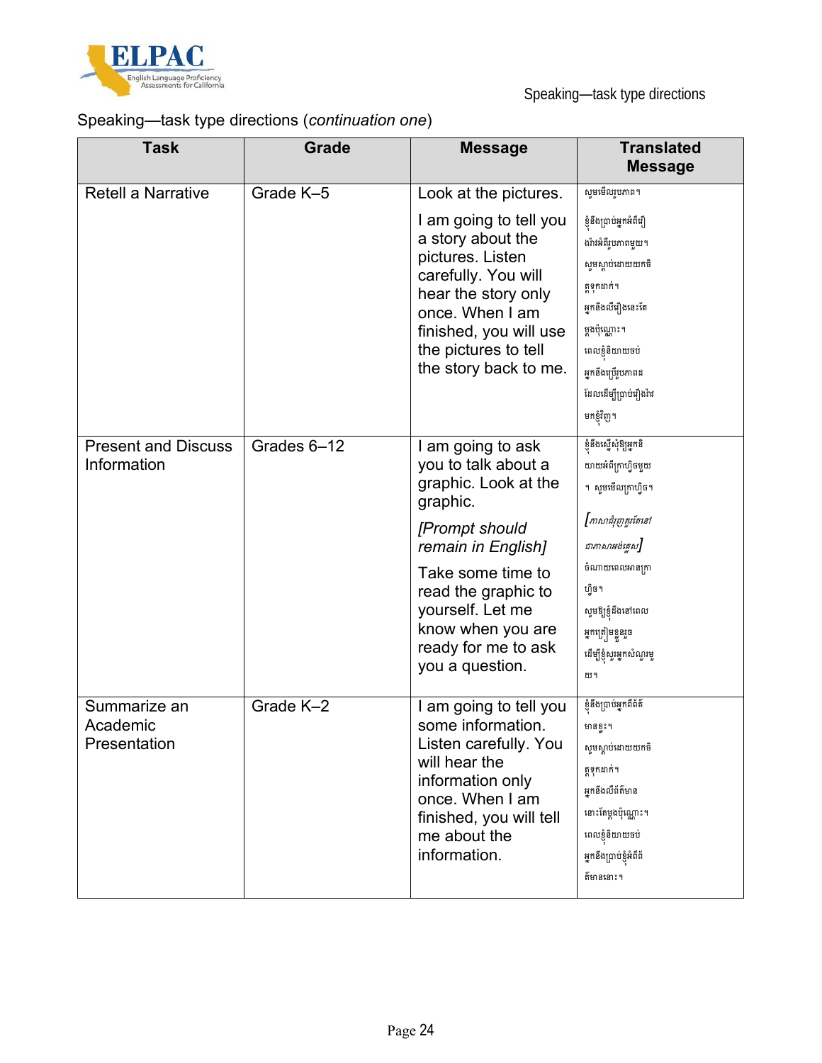Speaking—task type directions (*continuation one*)

| Task | Grade | Message | Translated Message |
|---|---|---|---|
| Retell a Narrative | Grade K–5 | Look at the pictures. I am going to tell you a story about the pictures. Listen carefully. You will hear the story only once. When I am finished, you will use the pictures to tell the story back to me. | សូមមើលរូបភាព។ ខ្ញុំនឹងប្រាប់អ្នកអំពីរឿងរ៉ាវអំពីរូបភាពមួយ។ សូមស្តាប់ដោយយកចិត្តទុកដាក់។ អ្នកនឹងលឺរឿងនេះតែម្តងប៉ុណ្ណោះ។ ពេលខ្ញុំនិយាយចប់ អ្នកនឹងប្រើរូបភាពដែលដើម្បីប្រាប់រឿងរ៉ាវមកខ្ញុំវិញ។ |
| Present and Discuss Information | Grades 6–12 | I am going to ask you to talk about a graphic. Look at the graphic. *[Prompt should remain in English]* Take some time to read the graphic to yourself. Let me know when you are ready for me to ask you a question. | ខ្ញុំនឹងស្នើសុំឱ្យអ្នកនិយាយអំពីក្រាហ្វិចមួយ។ សូមមើលក្រាហ្វិច។ *[ភាសាជំរុញគួរតែនៅជាភាសាអង់គ្លេស]* ចំណាយពេលអានក្រាហ្វិច។ សូមឱ្យខ្ញុំដឹងនៅពេលអ្នកត្រៀមខ្លួនរួចដើម្បីខ្ញុំសួរអ្នកសំណួរមួយ។ |
| Summarize an Academic Presentation | Grade K–2 | I am going to tell you some information. Listen carefully. You will hear the information only once. When I am finished, you will tell me about the information. | ខ្ញុំនឹងប្រាប់អ្នកពីព័ត៌មានខ្លះ។ សូមស្តាប់ដោយយកចិត្តទុកដាក់។ អ្នកនឹងលឺព័ត៌មាននោះតែម្តងប៉ុណ្ណោះ។ ពេលខ្ញុំនិយាយចប់ អ្នកនឹងប្រាប់ខ្ញុំអំពីព័ត៌មាននោះ។ |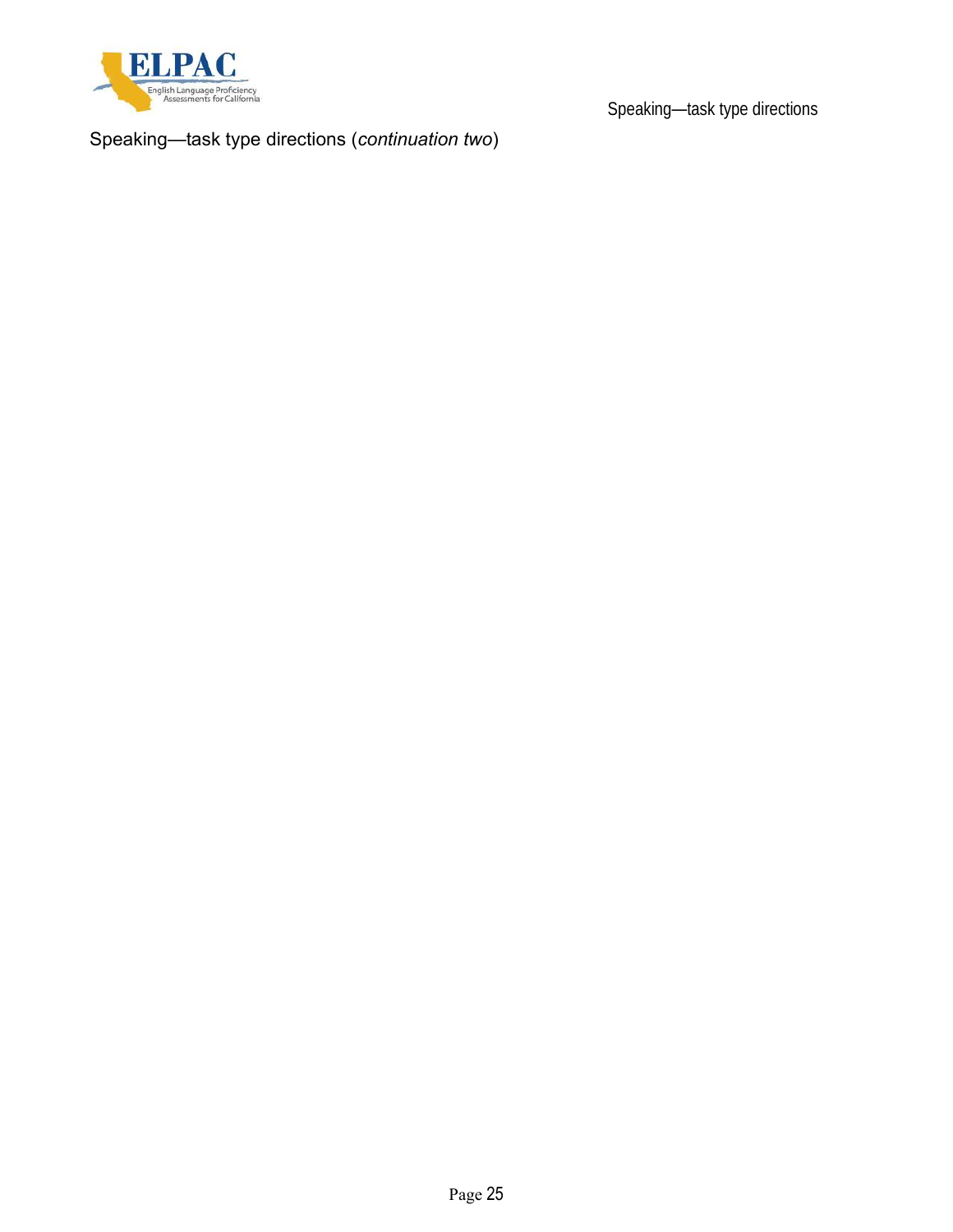Speaking—task type directions (*continuation two*)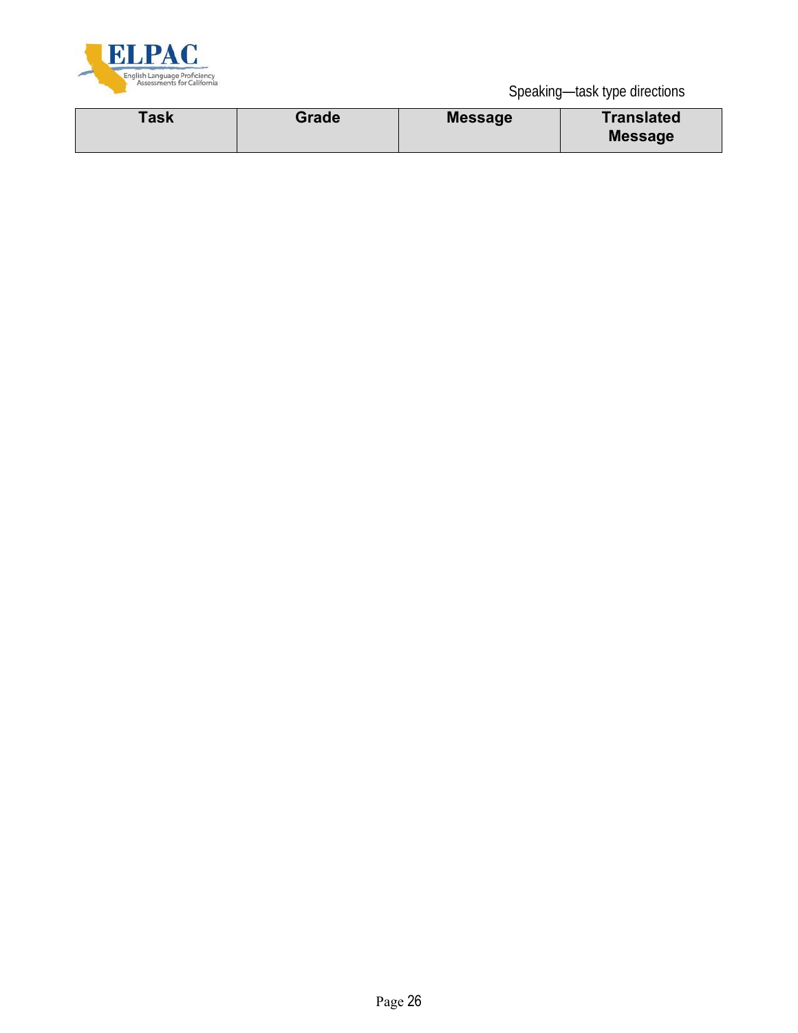| Task | Grade | Message | Translated Message |
|---|---|---|---|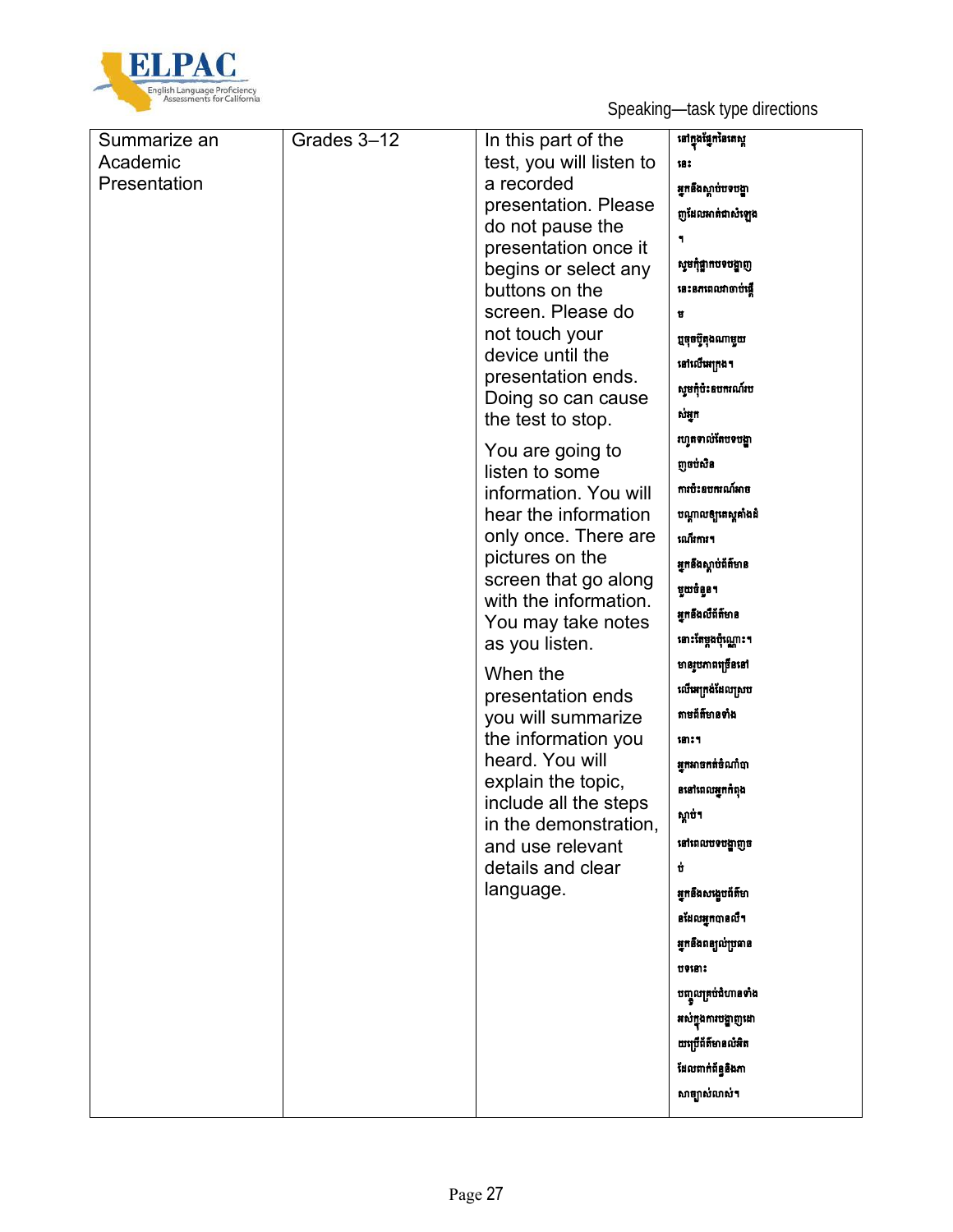Speaking—task type directions

| | | | |
|---|---|---|---|
| Summarize an Academic Presentation | Grades 3–12 | In this part of the test, you will listen to a recorded presentation. Please do not pause the presentation once it begins or select any buttons on the screen. Please do not touch your device until the presentation ends. Doing so can cause the test to stop.<br><br>You are going to listen to some information. You will hear the information only once. There are pictures on the screen that go along with the information. You may take notes as you listen.<br><br>When the presentation ends you will summarize the information you heard. You will explain the topic, include all the steps in the demonstration, and use relevant details and clear language. | នៅក្នុងផ្នែកនៃតេស្តនេះ អ្នកនឹងស្តាប់បទបង្ហាញដែលថតជាសំឡេង។ សូមកុំផ្អាកបទបង្ហាញនេះនៅពេលវាចាប់ផ្តើម ឬចុចប៊ូតុងណាមួយនៅលើអេក្រង់។ សូមកុំប៉ះឧបករណ៍របស់អ្នករហូតទាល់តែបទបង្ហាញចប់សិន ការប៉ះឧបករណ៍អាចបណ្តាលឲ្យតេស្តឈប់ដំណើរការ។<br><br>អ្នកនឹងស្តាប់ព័ត៌មានមួយចំនួន។ អ្នកនឹងលឺព័ត៌មាននោះតែម្តងប៉ុណ្ណោះ។ មានរូបភាពច្រើននៅលើអេក្រង់ដែលស្របតាមព័ត៌មានទាំងនោះ។ អ្នកអាចកត់ចំណាំបាននៅពេលអ្នកកំពុងស្តាប់។<br><br>នៅពេលបទបង្ហាញចប់ អ្នកនឹងសង្ខេបព័ត៌មានដែលអ្នកបានលឺ។ អ្នកនឹងពន្យល់ប្រធានបទនោះ បញ្ចូលគ្រប់ជំហានទាំងអស់ក្នុងការបង្ហាញដោយប្រើព័ត៌មានលំអិតដែលពាក់ព័ន្ធនិងភាសាច្បាស់លាស់។ |